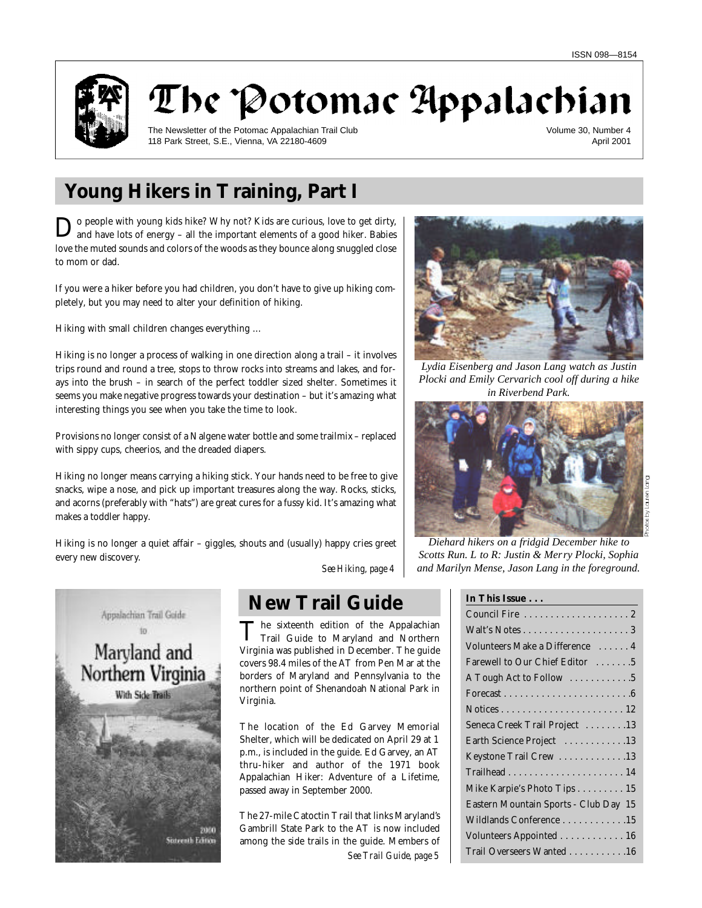ISSN 098—8154

# The Potomac Appalachian

The Newsletter of the Potomac Appalachian Trail Club
118 Park Street, S.E., Vienna, VA 22180-4609

Volume 30, Number 4
April 2001

## Young Hikers in Training, Part I

Do people with young kids hike? Why not? Kids are curious, love to get dirty, and have lots of energy – all the important elements of a good hiker. Babies love the muted sounds and colors of the woods as they bounce along snuggled close to mom or dad.

If you were a hiker before you had children, you don't have to give up hiking completely, but you may need to alter your definition of hiking.

Hiking with small children changes everything …

Hiking is no longer a process of walking in one direction along a trail – it involves trips round and round a tree, stops to throw rocks into streams and lakes, and forays into the brush – in search of the perfect toddler sized shelter. Sometimes it seems you make negative progress towards your destination – but it's amazing what interesting things you see when you take the time to look.

Provisions no longer consist of a Nalgene water bottle and some trailmix – replaced with sippy cups, cheerios, and the dreaded diapers.

Hiking no longer means carrying a hiking stick. Your hands need to be free to give snacks, wipe a nose, and pick up important treasures along the way. Rocks, sticks, and acorns (preferably with "hats") are great cures for a fussy kid. It's amazing what makes a toddler happy.

Hiking is no longer a quiet affair – giggles, shouts and (usually) happy cries greet every new discovery.

*See Hiking, page 4*

*Lydia Eisenberg and Jason Lang watch as Justin Plocki and Emily Cervarich cool off during a hike in Riverbend Park.*

*Diehard hikers on a fridgid December hike to Scotts Run. L to R: Justin & Merry Plocki, Sophia and Marilyn Mense, Jason Lang in the foreground.*

Photos by Lauren Lang

## New Trail Guide

The sixteenth edition of the Appalachian Trail Guide to Maryland and Northern Virginia was published in December. The guide covers 98.4 miles of the AT from Pen Mar at the borders of Maryland and Pennsylvania to the northern point of Shenandoah National Park in Virginia.

The location of the Ed Garvey Memorial Shelter, which will be dedicated on April 29 at 1 p.m., is included in the guide. Ed Garvey, an AT thru-hiker and author of the 1971 book Appalachian Hiker: Adventure of a Lifetime, passed away in September 2000.

The 27-mile Catoctin Trail that links Maryland's Gambrill State Park to the AT is now included among the side trails in the guide. Members of

*See Trail Guide, page 5*

**In This Issue . . .**

| | |
|---|---|
| Council Fire | 2 |
| Walt's Notes | 3 |
| Volunteers Make a Difference | 4 |
| Farewell to Our Chief Editor | 5 |
| A Tough Act to Follow | 5 |
| Forecast | 6 |
| Notices | 12 |
| Seneca Creek Trail Project | 13 |
| Earth Science Project | 13 |
| Keystone Trail Crew | 13 |
| Trailhead | 14 |
| Mike Karpie's Photo Tips | 15 |
| Eastern Mountain Sports - Club Day | 15 |
| Wildlands Conference | 15 |
| Volunteers Appointed | 16 |
| Trail Overseers Wanted | 16 |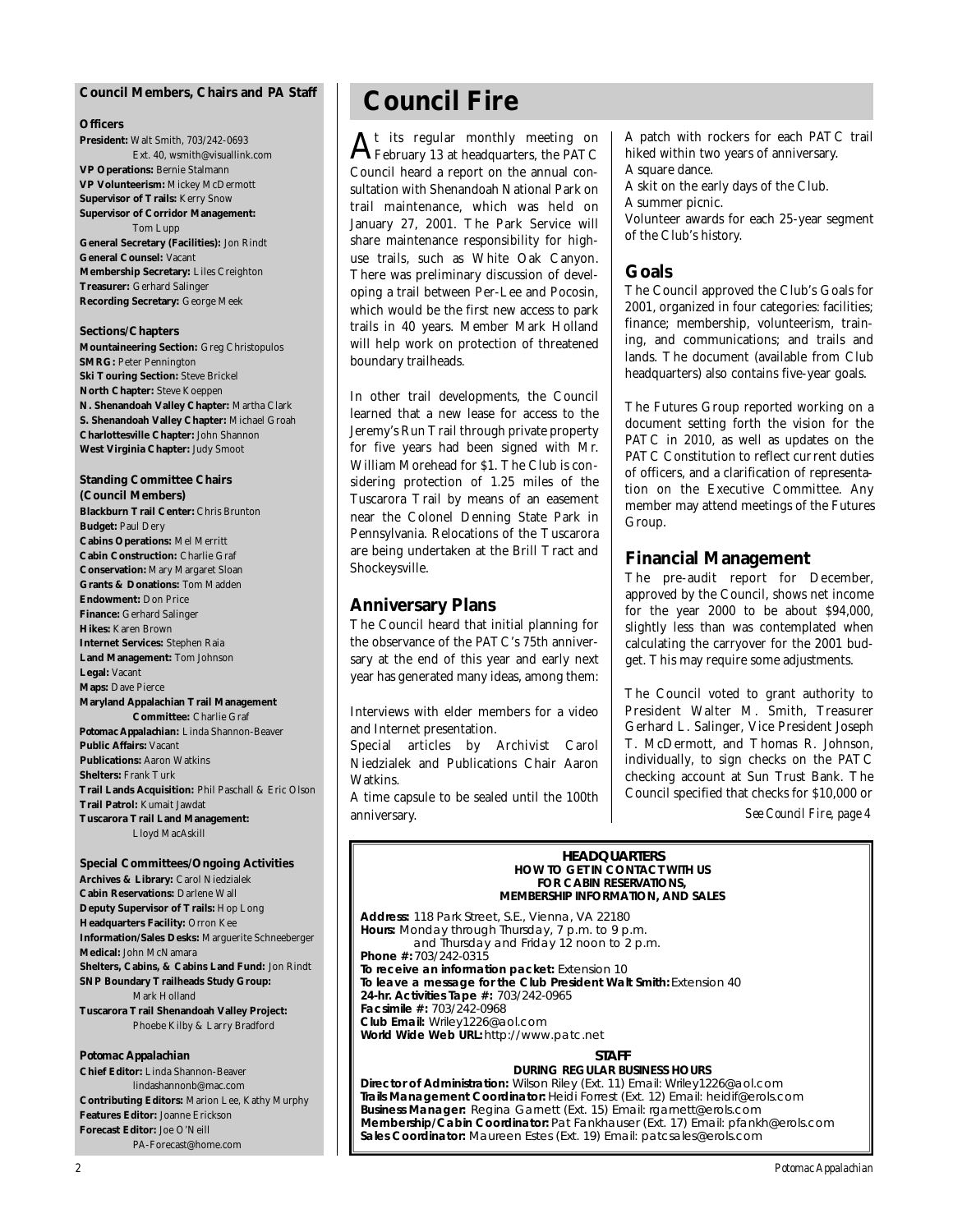## Council Members, Chairs and PA Staff

### Officers

**President:** Walt Smith, 703/242-0693 Ext. 40, wsmith@visuallink.com
**VP Operations:** Bernie Stalmann
**VP Volunteerism:** Mickey McDermott
**Supervisor of Trails:** Kerry Snow
**Supervisor of Corridor Management:** Tom Lupp
**General Secretary (Facilities):** Jon Rindt
**General Counsel:** Vacant
**Membership Secretary:** Liles Creighton
**Treasurer:** Gerhard Salinger
**Recording Secretary:** George Meek

### Sections/Chapters

**Mountaineering Section:** Greg Christopulos
**SMRG:** Peter Pennington
**Ski Touring Section:** Steve Brickel
**North Chapter:** Steve Koeppen
**N. Shenandoah Valley Chapter:** Martha Clark
**S. Shenandoah Valley Chapter:** Michael Groah
**Charlottesville Chapter:** John Shannon
**West Virginia Chapter:** Judy Smoot

### Standing Committee Chairs (Council Members)

**Blackburn Trail Center:** Chris Brunton
**Budget:** Paul Dery
**Cabins Operations:** Mel Merritt
**Cabin Construction:** Charlie Graf
**Conservation:** Mary Margaret Sloan
**Grants & Donations:** Tom Madden
**Endowment:** Don Price
**Finance:** Gerhard Salinger
**Hikes:** Karen Brown
**Internet Services:** Stephen Raia
**Land Management:** Tom Johnson
**Legal:** Vacant
**Maps:** Dave Pierce
**Maryland Appalachian Trail Management Committee:** Charlie Graf
**Potomac Appalachian:** Linda Shannon-Beaver
**Public Affairs:** Vacant
**Publications:** Aaron Watkins
**Shelters:** Frank Turk
**Trail Lands Acquisition:** Phil Paschall & Eric Olson
**Trail Patrol:** Kumait Jawdat
**Tuscarora Trail Land Management:** Lloyd MacAskill

### Special Committees/Ongoing Activities

**Archives & Library:** Carol Niedzialek
**Cabin Reservations:** Darlene Wall
**Deputy Supervisor of Trails:** Hop Long
**Headquarters Facility:** Orron Kee
**Information/Sales Desks:** Marguerite Schneeberger
**Medical:** John McNamara
**Shelters, Cabins, & Cabins Land Fund:** Jon Rindt
**SNP Boundary Trailheads Study Group:** Mark Holland
**Tuscarora Trail Shenandoah Valley Project:** Phoebe Kilby & Larry Bradford

### Potomac Appalachian

**Chief Editor:** Linda Shannon-Beaver lindashannonb@mac.com
**Contributing Editors:** Marion Lee, Kathy Murphy
**Features Editor:** Joanne Erickson
**Forecast Editor:** Joe O'Neill PA-Forecast@home.com

# Council Fire

At its regular monthly meeting on February 13 at headquarters, the PATC Council heard a report on the annual consultation with Shenandoah National Park on trail maintenance, which was held on January 27, 2001. The Park Service will share maintenance responsibility for high-use trails, such as White Oak Canyon. There was preliminary discussion of developing a trail between Per-Lee and Pocosin, which would be the first new access to park trails in 40 years. Member Mark Holland will help work on protection of threatened boundary trailheads.

In other trail developments, the Council learned that a new lease for access to the Jeremy's Run Trail through private property for five years had been signed with Mr. William Morehead for $1. The Club is considering protection of 1.25 miles of the Tuscarora Trail by means of an easement near the Colonel Denning State Park in Pennsylvania. Relocations of the Tuscarora are being undertaken at the Brill Tract and Shockeysville.

## Anniversary Plans

The Council heard that initial planning for the observance of the PATC's 75th anniversary at the end of this year and early next year has generated many ideas, among them:

Interviews with elder members for a video and Internet presentation.
Special articles by Archivist Carol Niedzialek and Publications Chair Aaron Watkins.
A time capsule to be sealed until the 100th anniversary.
A patch with rockers for each PATC trail hiked within two years of anniversary.
A square dance.
A skit on the early days of the Club.
A summer picnic.
Volunteer awards for each 25-year segment of the Club's history.

## Goals

The Council approved the Club's Goals for 2001, organized in four categories: facilities; finance; membership, volunteerism, training, and communications; and trails and lands. The document (available from Club headquarters) also contains five-year goals.

The Futures Group reported working on a document setting forth the vision for the PATC in 2010, as well as updates on the PATC Constitution to reflect current duties of officers, and a clarification of representation on the Executive Committee. Any member may attend meetings of the Futures Group.

## Financial Management

The pre-audit report for December, approved by the Council, shows net income for the year 2000 to be about $94,000, slightly less than was contemplated when calculating the carryover for the 2001 budget. This may require some adjustments.

The Council voted to grant authority to President Walter M. Smith, Treasurer Gerhard L. Salinger, Vice President Joseph T. McDermott, and Thomas R. Johnson, individually, to sign checks on the PATC checking account at Sun Trust Bank. The Council specified that checks for $10,000 or

*See Council Fire, page 4*

**HEADQUARTERS**
**HOW TO GET IN CONTACT WITH US FOR CABIN RESERVATIONS, MEMBERSHIP INFORMATION, AND SALES**

**Address:** 118 Park Street, S.E., Vienna, VA 22180
**Hours:** Monday through Thursday, 7 p.m. to 9 p.m. and Thursday and Friday 12 noon to 2 p.m.
**Phone #:** 703/242-0315
**To receive an information packet:** Extension 10
**To leave a message for the Club President Walt Smith:** Extension 40
**24-hr. Activities Tape #:** 703/242-0965
**Facsimile #:** 703/242-0968
**Club Email:** Wriley1226@aol.com
**World Wide Web URL:** http://www.patc.net

**STAFF**
**DURING REGULAR BUSINESS HOURS**

**Director of Administration:** Wilson Riley (Ext. 11) Email: Wriley1226@aol.com
**Trails Management Coordinator:** Heidi Forrest (Ext. 12) Email: heidif@erols.com
**Business Manager:** Regina Garnett (Ext. 15) Email: rgarnett@erols.com
**Membership/Cabin Coordinator:** Pat Fankhauser (Ext. 17) Email: pfankh@erols.com
**Sales Coordinator:** Maureen Estes (Ext. 19) Email: patcsales@erols.com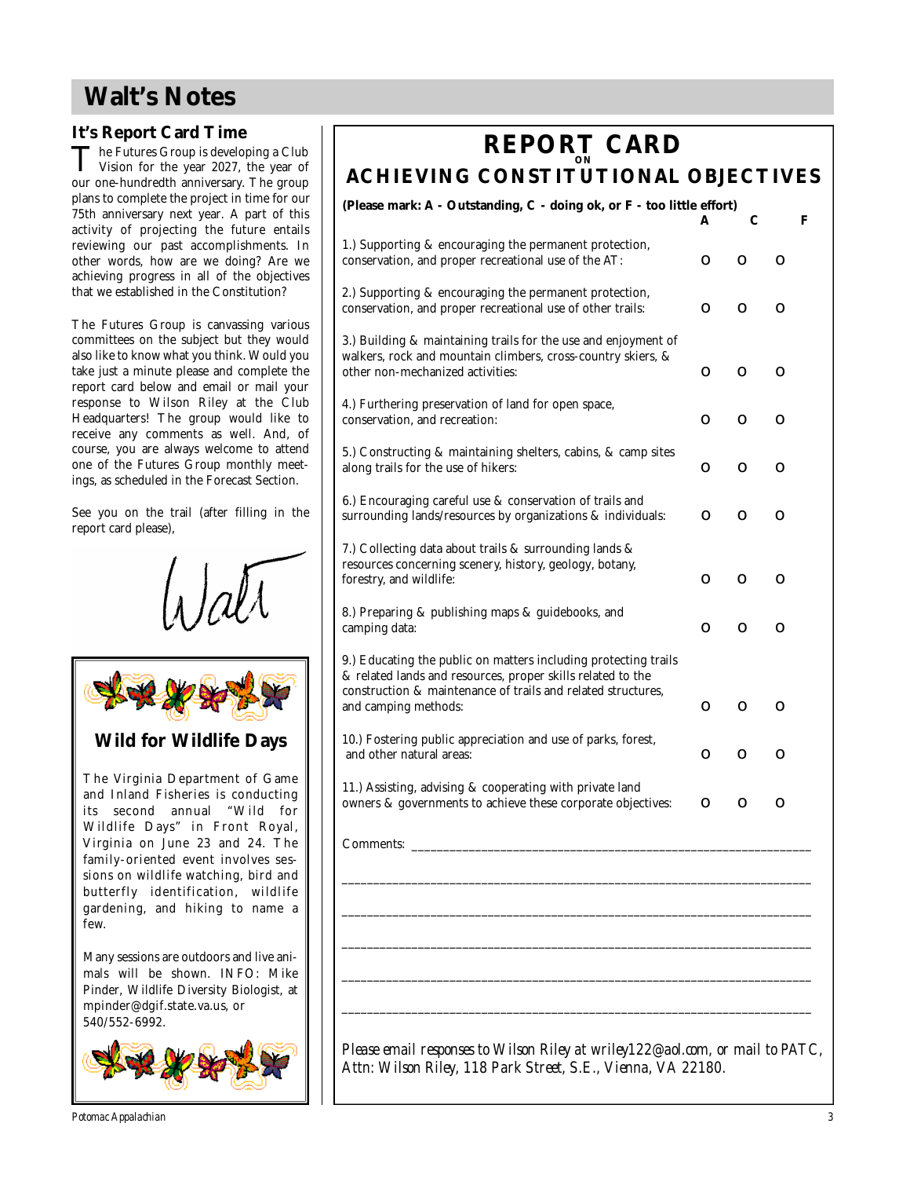# Walt's Notes

## It's Report Card Time

The Futures Group is developing a Club Vision for the year 2027, the year of our one-hundredth anniversary. The group plans to complete the project in time for our 75th anniversary next year. A part of this activity of projecting the future entails reviewing our past accomplishments. In other words, how are we doing? Are we achieving progress in all of the objectives that we established in the Constitution?

The Futures Group is canvassing various committees on the subject but they would also like to know what you think. Would you take just a minute please and complete the report card below and email or mail your response to Wilson Riley at the Club Headquarters! The group would like to receive any comments as well. And, of course, you are always welcome to attend one of the Futures Group monthly meetings, as scheduled in the Forecast Section.

See you on the trail (after filling in the report card please),

Walt

## Wild for Wildlife Days

The Virginia Department of Game and Inland Fisheries is conducting its second annual "Wild for Wildlife Days" in Front Royal, Virginia on June 23 and 24. The family-oriented event involves sessions on wildlife watching, bird and butterfly identification, wildlife gardening, and hiking to name a few.

Many sessions are outdoors and live animals will be shown. INFO: Mike Pinder, Wildlife Diversity Biologist, at mpinder@dgif.state.va.us, or 540/552-6992.

## REPORT CARD ON ACHIEVING CONSTITUTIONAL OBJECTIVES

**(Please mark: A - Outstanding, C - doing ok, or F - too little effort)**

| | A | C | F |
|---|---|---|---|
| 1.) Supporting & encouraging the permanent protection, conservation, and proper recreational use of the AT: | O | O | O |
| 2.) Supporting & encouraging the permanent protection, conservation, and proper recreational use of other trails: | O | O | O |
| 3.) Building & maintaining trails for the use and enjoyment of walkers, rock and mountain climbers, cross-country skiers, & other non-mechanized activities: | O | O | O |
| 4.) Furthering preservation of land for open space, conservation, and recreation: | O | O | O |
| 5.) Constructing & maintaining shelters, cabins, & camp sites along trails for the use of hikers: | O | O | O |
| 6.) Encouraging careful use & conservation of trails and surrounding lands/resources by organizations & individuals: | O | O | O |
| 7.) Collecting data about trails & surrounding lands & resources concerning scenery, history, geology, botany, forestry, and wildlife: | O | O | O |
| 8.) Preparing & publishing maps & guidebooks, and camping data: | O | O | O |
| 9.) Educating the public on matters including protecting trails & related lands and resources, proper skills related to the construction & maintenance of trails and related structures, and camping methods: | O | O | O |
| 10.) Fostering public appreciation and use of parks, forest, and other natural areas: | O | O | O |
| 11.) Assisting, advising & cooperating with private land owners & governments to achieve these corporate objectives: | O | O | O |

Comments: ____________________________________________

____________________________________________

____________________________________________

____________________________________________

____________________________________________

____________________________________________

*Please email responses to Wilson Riley at wriley122@aol.com, or mail to PATC, Attn: Wilson Riley, 118 Park Street, S.E., Vienna, VA 22180.*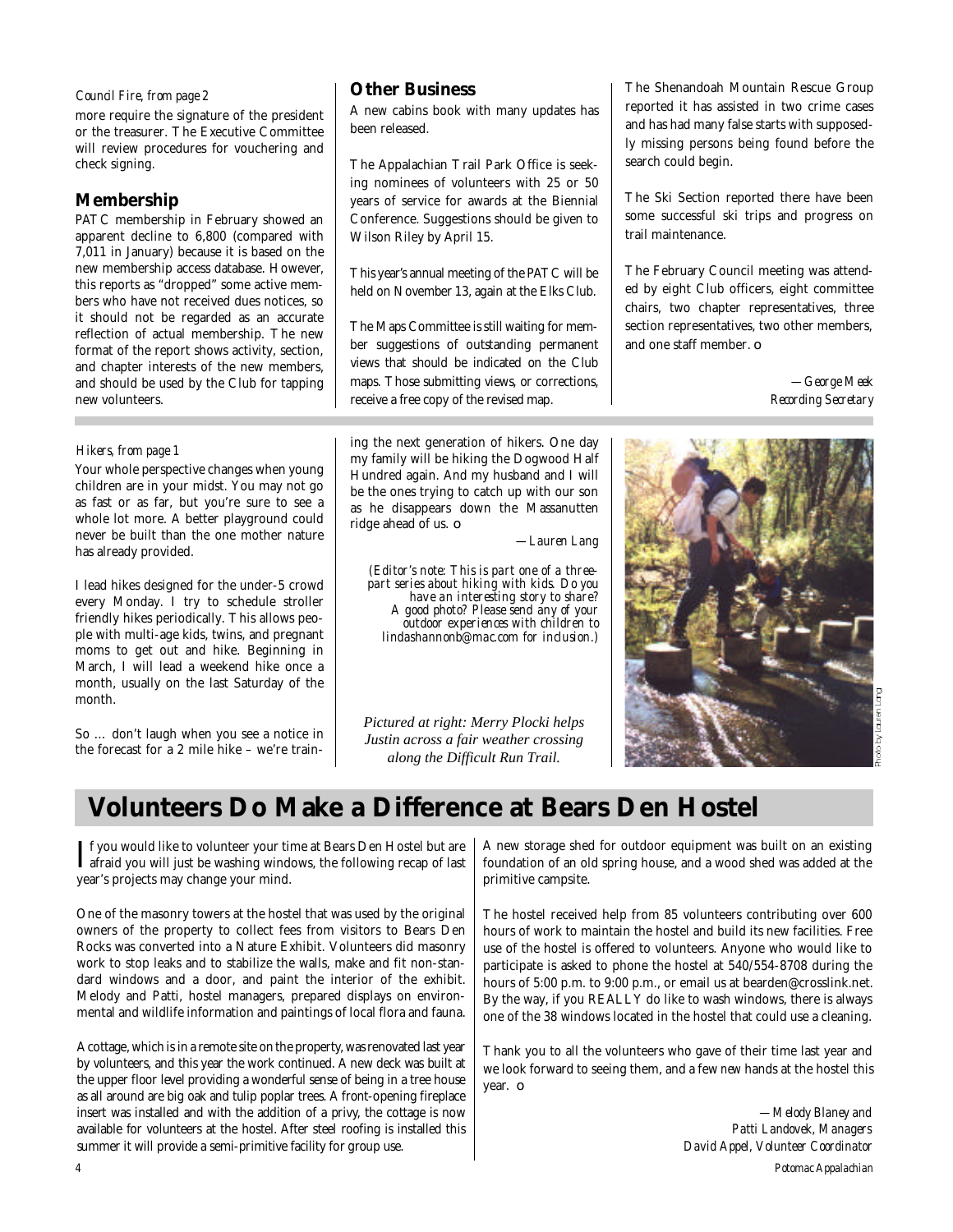*Council Fire, from page 2*

more require the signature of the president or the treasurer. The Executive Committee will review procedures for vouchering and check signing.

## Membership

PATC membership in February showed an apparent decline to 6,800 (compared with 7,011 in January) because it is based on the new membership access database. However, this reports as "dropped" some active members who have not received dues notices, so it should not be regarded as an accurate reflection of actual membership. The new format of the report shows activity, section, and chapter interests of the new members, and should be used by the Club for tapping new volunteers.

## Other Business

A new cabins book with many updates has been released.

The Appalachian Trail Park Office is seeking nominees of volunteers with 25 or 50 years of service for awards at the Biennial Conference. Suggestions should be given to Wilson Riley by April 15.

This year's annual meeting of the PATC will be held on November 13, again at the Elks Club.

The Maps Committee is still waiting for member suggestions of outstanding permanent views that should be indicated on the Club maps. Those submitting views, or corrections, receive a free copy of the revised map.

The Shenandoah Mountain Rescue Group reported it has assisted in two crime cases and has had many false starts with supposedly missing persons being found before the search could begin.

The Ski Section reported there have been some successful ski trips and progress on trail maintenance.

The February Council meeting was attended by eight Club officers, eight committee chairs, two chapter representatives, three section representatives, two other members, and one staff member. ❍

*—George Meek*
*Recording Secretary*

---

*Hikers, from page 1*

Your whole perspective changes when young children are in your midst. You may not go as fast or as far, but you're sure to see a whole lot more. A better playground could never be built than the one mother nature has already provided.

I lead hikes designed for the under-5 crowd every Monday. I try to schedule stroller friendly hikes periodically. This allows people with multi-age kids, twins, and pregnant moms to get out and hike. Beginning in March, I will lead a weekend hike once a month, usually on the last Saturday of the month.

So ... don't laugh when you see a notice in the forecast for a 2 mile hike – we're training the next generation of hikers. One day my family will be hiking the Dogwood Half Hundred again. And my husband and I will be the ones trying to catch up with our son as he disappears down the Massanutten ridge ahead of us. ❍

*—Lauren Lang*

*(Editor's note: This is part one of a three-part series about hiking with kids. Do you have an interesting story to share? A good photo? Please send any of your outdoor experiences with children to lindashannonb@mac.com for inclusion.)*

*Pictured at right: Merry Plocki helps Justin across a fair weather crossing along the Difficult Run Trail.*

Photo by Lauren Lang

# Volunteers Do Make a Difference at Bears Den Hostel

If you would like to volunteer your time at Bears Den Hostel but are afraid you will just be washing windows, the following recap of last year's projects may change your mind.

One of the masonry towers at the hostel that was used by the original owners of the property to collect fees from visitors to Bears Den Rocks was converted into a Nature Exhibit. Volunteers did masonry work to stop leaks and to stabilize the walls, make and fit non-standard windows and a door, and paint the interior of the exhibit. Melody and Patti, hostel managers, prepared displays on environmental and wildlife information and paintings of local flora and fauna.

A cottage, which is in a remote site on the property, was renovated last year by volunteers, and this year the work continued. A new deck was built at the upper floor level providing a wonderful sense of being in a tree house as all around are big oak and tulip poplar trees. A front-opening fireplace insert was installed and with the addition of a privy, the cottage is now available for volunteers at the hostel. After steel roofing is installed this summer it will provide a semi-primitive facility for group use.

A new storage shed for outdoor equipment was built on an existing foundation of an old spring house, and a wood shed was added at the primitive campsite.

The hostel received help from 85 volunteers contributing over 600 hours of work to maintain the hostel and build its new facilities. Free use of the hostel is offered to volunteers. Anyone who would like to participate is asked to phone the hostel at 540/554-8708 during the hours of 5:00 p.m. to 9:00 p.m., or email us at bearden@crosslink.net. By the way, if you REALLY do like to wash windows, there is always one of the 38 windows located in the hostel that could use a cleaning.

Thank you to all the volunteers who gave of their time last year and we look forward to seeing them, and a few new hands at the hostel this year. ❍

*—Melody Blaney and*
*Patti Landovek, Managers*
*David Appel, Volunteer Coordinator*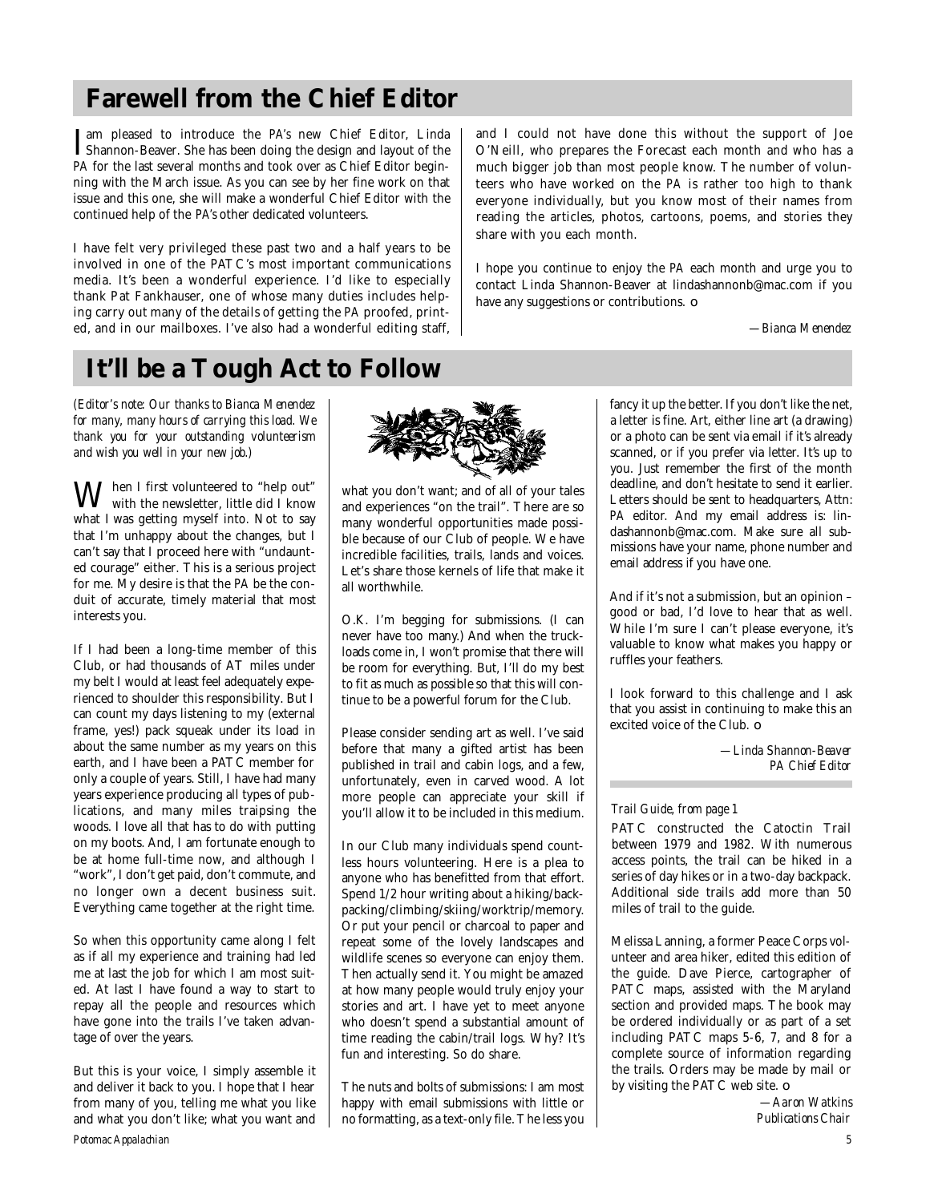## Farewell from the Chief Editor

I am pleased to introduce the *PA's* new Chief Editor, Linda Shannon-Beaver. She has been doing the design and layout of the *PA* for the last several months and took over as Chief Editor beginning with the March issue. As you can see by her fine work on that issue and this one, she will make a wonderful Chief Editor with the continued help of the *PA's* other dedicated volunteers.

I have felt very privileged these past two and a half years to be involved in one of the PATC's most important communications media. It's been a wonderful experience. I'd like to especially thank Pat Fankhauser, one of whose many duties includes helping carry out many of the details of getting the *PA* proofed, printed, and in our mailboxes. I've also had a wonderful editing staff, and I could not have done this without the support of Joe O'Neill, who prepares the Forecast each month and who has a much bigger job than most people know. The number of volunteers who have worked on the *PA* is rather too high to thank everyone individually, but you know most of their names from reading the articles, photos, cartoons, poems, and stories they share with you each month.

I hope you continue to enjoy the *PA* each month and urge you to contact Linda Shannon-Beaver at lindashannonb@mac.com if you have any suggestions or contributions. ❍

*—Bianca Menendez*

## It'll be a Tough Act to Follow

*(Editor's note: Our thanks to Bianca Menendez for many, many hours of carrying this load. We thank you for your outstanding volunteerism and wish you well in your new job.)*

When I first volunteered to "help out" with the newsletter, little did I know what I was getting myself into. Not to say that I'm unhappy about the changes, but I can't say that I proceed here with "undaunted courage" either. This is a serious project for me. My desire is that the *PA* be the conduit of accurate, timely material that most interests you.

If I had been a long-time member of this Club, or had thousands of AT miles under my belt I would at least feel adequately experienced to shoulder this responsibility. But I can count my days listening to my (external frame, yes!) pack squeak under its load in about the same number as my years on this earth, and I have been a PATC member for only a couple of years. Still, I have had many years experience producing all types of publications, and many miles traipsing the woods. I love all that has to do with putting on my boots. And, I am fortunate enough to be at home full-time now, and although I "work", I don't get paid, don't commute, and no longer own a decent business suit. Everything came together at the right time.

So when this opportunity came along I felt as if all my experience and training had led me at last the job for which I am most suited. At last I have found a way to start to repay all the people and resources which have gone into the trails I've taken advantage of over the years.

But this is your voice, I simply assemble it and deliver it back to you. I hope that I hear from many of you, telling me what you like and what you don't like; what you want and what you don't want; and of all of your tales and experiences "on the trail". There are so many wonderful opportunities made possible because of our Club of people. We have incredible facilities, trails, lands and voices. Let's share those kernels of life that make it all worthwhile.

O.K. I'm begging for submissions. (I can never have too many.) And when the truckloads come in, I won't promise that there will be room for everything. But, I'll do my best to fit as much as possible so that this will continue to be a powerful forum for the Club.

Please consider sending art as well. I've said before that many a gifted artist has been published in trail and cabin logs, and a few, unfortunately, even in carved wood. A lot more people can appreciate your skill if you'll allow it to be included in this medium.

In our Club many individuals spend countless hours volunteering. Here is a plea to anyone who has benefitted from that effort. Spend 1/2 hour writing about a hiking/backpacking/climbing/skiing/worktrip/memory. Or put your pencil or charcoal to paper and repeat some of the lovely landscapes and wildlife scenes so everyone can enjoy them. Then actually send it. You might be amazed at how many people would truly enjoy your stories and art. I have yet to meet anyone who doesn't spend a substantial amount of time reading the cabin/trail logs. Why? It's fun and interesting. So do share.

The nuts and bolts of submissions: I am most happy with email submissions with little or no formatting, as a text-only file. The less you fancy it up the better. If you don't like the net, a letter is fine. Art, either line art (a drawing) or a photo can be sent via email if it's already scanned, or if you prefer via letter. It's up to you. Just remember the first of the month deadline, and don't hesitate to send it earlier. Letters should be sent to headquarters, Attn: *PA* editor. And my email address is: lindashannonb@mac.com. Make sure all submissions have your name, phone number and email address if you have one.

And if it's not a submission, but an opinion – good or bad, I'd love to hear that as well. While I'm sure I can't please everyone, it's valuable to know what makes you happy or ruffles your feathers.

I look forward to this challenge and I ask that you assist in continuing to make this an excited voice of the Club. ❍

*—Linda Shannon-Beaver*
*PA Chief Editor*

*Trail Guide, from page 1*

PATC constructed the Catoctin Trail between 1979 and 1982. With numerous access points, the trail can be hiked in a series of day hikes or in a two-day backpack. Additional side trails add more than 50 miles of trail to the guide.

Melissa Lanning, a former Peace Corps volunteer and area hiker, edited this edition of the guide. Dave Pierce, cartographer of PATC maps, assisted with the Maryland section and provided maps. The book may be ordered individually or as part of a set including PATC maps 5-6, 7, and 8 for a complete source of information regarding the trails. Orders may be made by mail or by visiting the PATC web site. ❍

*—Aaron Watkins*
*Publications Chair*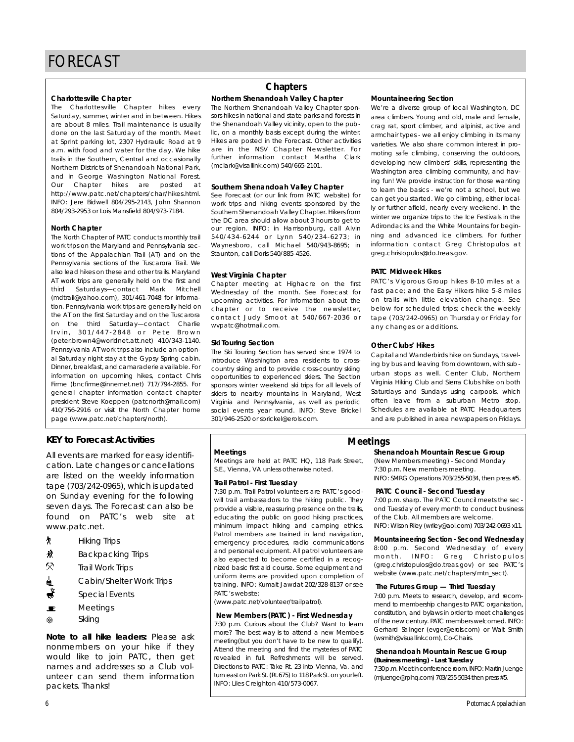# FORECAST

## Chapters

### Charlottesville Chapter

The Charlottesville Chapter hikes every Saturday, summer, winter and in between. Hikes are about 8 miles. Trail maintenance is usually done on the last Saturday of the month. Meet at Sprint parking lot, 2307 Hydraulic Road at 9 a.m. with food and water for the day. We hike trails in the Southern, Central and occasionally Northern Districts of Shenandoah National Park, and in George Washington National Forest. Our Chapter hikes are posted at http://www.patc.net/chapters/char/hikes.html. INFO: Jere Bidwell 804/295-2143, John Shannon 804/293-2953 or Lois Mansfield 804/973-7184.

### North Chapter

The North Chapter of PATC conducts monthly trail work trips on the Maryland and Pennsylvania sections of the Appalachian Trail (AT) and on the Pennsylvania sections of the Tuscarora Trail. We also lead hikes on these and other trails. Maryland AT work trips are generally held on the first and third Saturdays—contact Mark Mitchell (mdtrail@yahoo.com), 301/461-7048 for information. Pennsylvania work trips are generally held on the AT on the first Saturday and on the Tuscarora on the third Saturday—contact Charlie Irvin, 301/447-2848 or Pete Brown (peter.brown4@worldnet.att.net) 410/343-1140. Pennsylvania AT work trips also include an optional Saturday night stay at the Gypsy Spring cabin. Dinner, breakfast, and camaraderie available. For information on upcoming hikes, contact Chris Firme (bncfirme@innernet.net) 717/794-2855. For general chapter information contact chapter president Steve Koeppen (patcnorth@mail.com) 410/756-2916 or visit the North Chapter home page (www.patc.net/chapters/north).

### Northern Shenandoah Valley Chapter

The Northern Shenandoah Valley Chapter sponsors hikes in national and state parks and forests in the Shenandoah Valley vicinity, open to the public, on a monthly basis except during the winter. Hikes are posted in the Forecast. Other activities are in the NSV Chapter Newsletter. For further information contact Martha Clark (mclark@visallink.com) 540/665-2101.

### Southern Shenandoah Valley Chapter

See Forecast (or our link from PATC website) for work trips and hiking events sponsored by the Southern Shenandoah Valley Chapter. Hikers from the DC area should allow about 3 hours to get to our region. INFO: in Harrisonburg, call Alvin 540/434-6244 or Lynn 540/234-6273; in Waynesboro, call Michael 540/943-8695; in Staunton, call Doris 540/885-4526.

### West Virginia Chapter

Chapter meeting at Highacre on the first Wednesday of the month. See Forecast for upcoming activities. For information about the chapter or to receive the newsletter, contact Judy Smoot at 540/667-2036 or wvpatc@hotmail.com.

### Ski Touring Section

The Ski Touring Section has served since 1974 to introduce Washington area residents to cross-country skiing and to provide cross-country skiing opportunities to experienced skiers. The Section sponsors winter weekend ski trips for all levels of skiers to nearby mountains in Maryland, West Virginia and Pennsylvania, as well as periodic social events year round. INFO: Steve Brickel 301/946-2520 or sbrickel@erols.com.

### Mountaineering Section

We're a diverse group of local Washington, DC area climbers. Young and old, male and female, crag rat, sport climber, and alpinist, active and armchair types - we all enjoy climbing in its many varieties. We also share common interest in promoting safe climbing, conserving the outdoors, developing new climbers' skills, representing the Washington area climbing community, and having fun! We provide instruction for those wanting to learn the basics - we're not a school, but we can get you started. We go climbing, either locally or further afield, nearly every weekend. In the winter we organize trips to the Ice Festivals in the Adirondacks and the White Mountains for beginning and advanced ice climbers. For further information contact Greg Christopulos at greg.christopulos@do.treas.gov.

### PATC Midweek Hikes

PATC's Vigorous Group hikes 8-10 miles at a fast pace; and the Easy Hikers hike 5-8 miles on trails with little elevation change. See below for scheduled trips; check the weekly tape (703/242-0965) on Thursday or Friday for any changes or additions.

### Other Clubs' Hikes

Capital and Wanderbirds hike on Sundays, traveling by bus and leaving from downtown, with suburban stops as well. Center Club, Northern Virginia Hiking Club and Sierra Clubs hike on both Saturdays and Sundays using carpools, which often leave from a suburban Metro stop. Schedules are available at PATC Headquarters and are published in area newspapers on Fridays.

## KEY to Forecast Activities

All events are marked for easy identification. Late changes or cancellations are listed on the weekly information tape (703/242-0965), which is updated on Sunday evening for the following seven days. The Forecast can also be found on PATC's web site at www.patc.net.

- Hiking Trips
- Backpacking Trips
- Trail Work Trips
- Cabin/Shelter Work Trips
- Special Events
- Meetings
- Skiing

**Note to all hike leaders:** Please ask nonmembers on your hike if they would like to join PATC, then get names and addresses so a Club volunteer can send them information packets. Thanks!

## Meetings

### Meetings

Meetings are held at PATC HQ, 118 Park Street, S.E., Vienna, VA unless otherwise noted.

### Trail Patrol - First Tuesday

7:30 p.m. Trail Patrol volunteers are PATC's goodwill trail ambassadors to the hiking public. They provide a visible, reassuring presence on the trails, educating the public on good hiking practices, minimum impact hiking and camping ethics. Patrol members are trained in land navigation, emergency procedures, radio communications and personal equipment. All patrol volunteers are also expected to become certified in a recognized basic first aid course. Some equipment and uniform items are provided upon completion of training. INFO: Kumait Jawdat 202/328-8137 or see PATC's website: (www.patc.net/volunteer/trailpatrol).

### New Members (PATC) - First Wednesday

7:30 p.m. Curious about the Club? Want to learn more? The best way is to attend a new Members meeting(but you don't have to be new to qualify). Attend the meeting and find the mysteries of PATC revealed in full. Refreshments will be served. Directions to PATC: Take Rt. 23 into Vienna, Va. and turn east on Park St. (Rt.675) to 118 Park St. on your left. INFO: Liles Creighton 410/573-0067.

### Shenandoah Mountain Rescue Group (New Members meeting) - Second Monday

7:30 p.m. New members meeting.
INFO: SMRG Operations 703/255-5034, then press #5.

### PATC Council - Second Tuesday

7:00 p.m. sharp. The PATC Council meets the second Tuesday of every month to conduct business of the Club. All members are welcome.
INFO: Wilson Riley (wriley@aol.com) 703/242-0693 x11.

### Mountaineering Section - Second Wednesday

8:00 p.m. Second Wednesday of every month. INFO: Greg Christopulos (greg.christopulos@do.treas.gov) or see PATC's website (www.patc.net/chapters/mtn_sect).

### The Futures Group — Third Tuesday

7:00 p.m. Meets to research, develop, and recommend to membership changes to PATC organization, constitution, and bylaws in order to meet challenges of the new century. PATC members welcomed. INFO: Gerhard Salinger (evger@erols.com) or Walt Smith (wsmith@visuallink.com), Co-Chairs.

### Shenandoah Mountain Rescue Group (Business meeting) - Last Tuesday

7:30 p.m. Meet in conference room. INFO: Martin Juenge (mjuenge@rpihq.com) 703/255-5034 then press #5.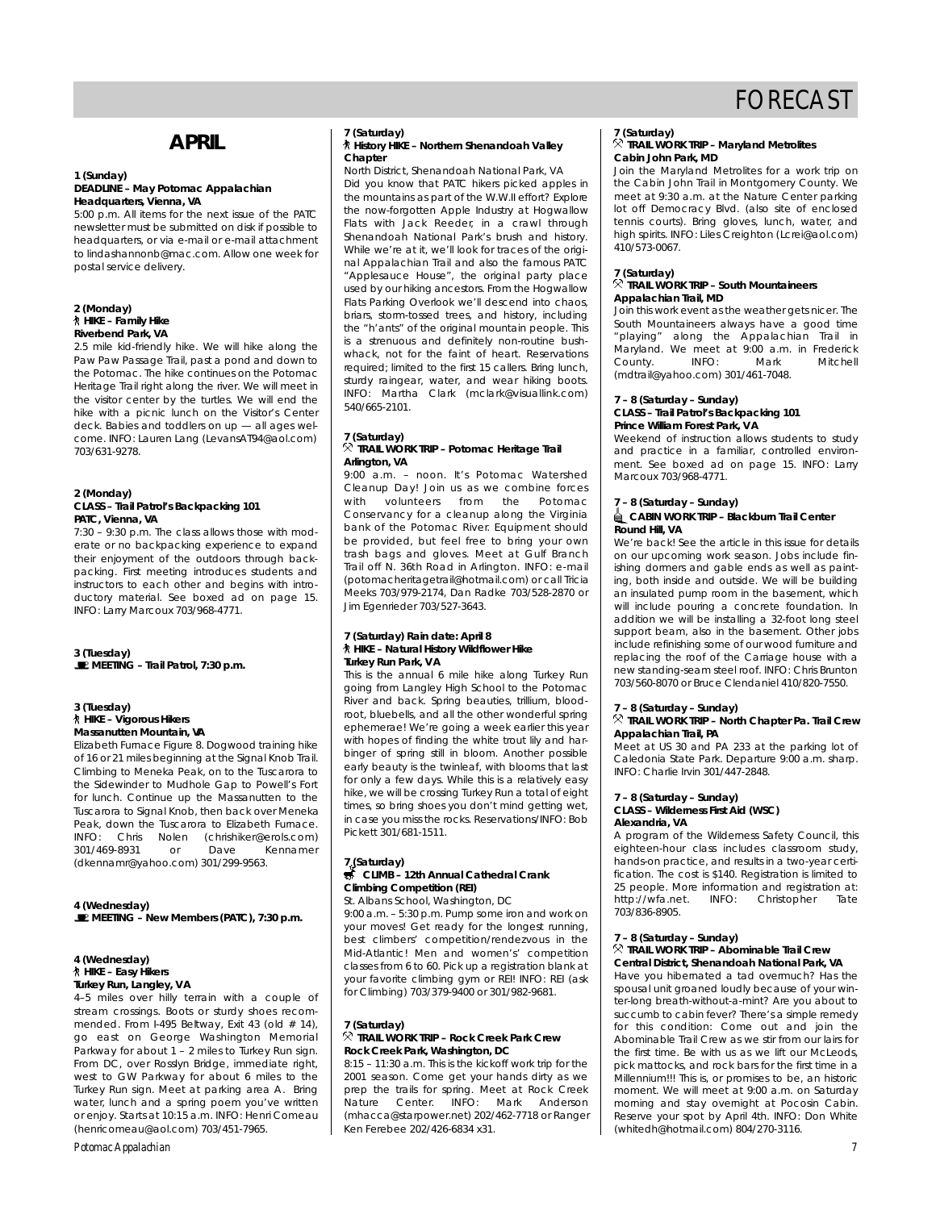# FORECAST

## APRIL

**1 (Sunday)**
**DEADLINE – May Potomac Appalachian Headquarters, Vienna, VA**

5:00 p.m. All items for the next issue of the PATC newsletter must be submitted on disk if possible to headquarters, or via e-mail or e-mail attachment to lindashannonb@mac.com. Allow one week for postal service delivery.

**2 (Monday)**
**HIKE – Family Hike**
**Riverbend Park, VA**

2.5 mile kid-friendly hike. We will hike along the Paw Paw Passage Trail, past a pond and down to the Potomac. The hike continues on the Potomac Heritage Trail right along the river. We will meet in the visitor center by the turtles. We will end the hike with a picnic lunch on the Visitor's Center deck. Babies and toddlers on up — all ages welcome. INFO: Lauren Lang (LevansAT94@aol.com) 703/631-9278.

**2 (Monday)**
**CLASS – Trail Patrol's Backpacking 101**
**PATC, Vienna, VA**

7:30 – 9:30 p.m. The class allows those with moderate or no backpacking experience to expand their enjoyment of the outdoors through backpacking. First meeting introduces students and instructors to each other and begins with introductory material. See boxed ad on page 15. INFO: Larry Marcoux 703/968-4771.

**3 (Tuesday)**
**MEETING – Trail Patrol, 7:30 p.m.**

**3 (Tuesday)**
**HIKE – Vigorous Hikers**
**Massanutten Mountain, VA**

Elizabeth Furnace Figure 8. Dogwood training hike of 16 or 21 miles beginning at the Signal Knob Trail. Climbing to Meneka Peak, on to the Tuscarora to the Sidewinder to Mudhole Gap to Powell's Fort for lunch. Continue up the Massanutten to the Tuscarora to Signal Knob, then back over Meneka Peak, down the Tuscarora to Elizabeth Furnace. INFO: Chris Nolen (chrishiker@erols.com) 301/469-8931 or Dave Kennamer (dkennamr@yahoo.com) 301/299-9563.

**4 (Wednesday)**
**MEETING – New Members (PATC), 7:30 p.m.**

**4 (Wednesday)**
**HIKE – Easy Hikers**
**Turkey Run, Langley, VA**

4–5 miles over hilly terrain with a couple of stream crossings. Boots or sturdy shoes recommended. From I-495 Beltway, Exit 43 (old # 14), go east on George Washington Memorial Parkway for about 1 – 2 miles to Turkey Run sign. From DC, over Rosslyn Bridge, immediate right, west to GW Parkway for about 6 miles to the Turkey Run sign. Meet at parking area A. Bring water, lunch and a spring poem you've written or enjoy. Starts at 10:15 a.m. INFO: Henri Comeau (henricomeau@aol.com) 703/451-7965.

**7 (Saturday)**
**History HIKE – Northern Shenandoah Valley Chapter**

North District, Shenandoah National Park, VA

Did you know that PATC hikers picked apples in the mountains as part of the W.W.II effort? Explore the now-forgotten Apple Industry at Hogwallow Flats with Jack Reeder, in a crawl through Shenandoah National Park's brush and history. While we're at it, we'll look for traces of the original Appalachian Trail and also the famous PATC "Applesauce House", the original party place used by our hiking ancestors. From the Hogwallow Flats Parking Overlook we'll descend into chaos, briars, storm-tossed trees, and history, including the "h'ants" of the original mountain people. This is a strenuous and definitely non-routine bushwhack, not for the faint of heart. Reservations required; limited to the first 15 callers. Bring lunch, sturdy raingear, water, and wear hiking boots. INFO: Martha Clark (mclark@visuallink.com) 540/665-2101.

**7 (Saturday)**
**TRAIL WORK TRIP – Potomac Heritage Trail**
**Arlington, VA**

9:00 a.m. – noon. It's Potomac Watershed Cleanup Day! Join us as we combine forces with volunteers from the Potomac Conservancy for a cleanup along the Virginia bank of the Potomac River. Equipment should be provided, but feel free to bring your own trash bags and gloves. Meet at Gulf Branch Trail off N. 36th Road in Arlington. INFO: e-mail (potomacheritagetrail@hotmail.com) or call Tricia Meeks 703/979-2174, Dan Radke 703/528-2870 or Jim Egenrieder 703/527-3643.

**7 (Saturday) Rain date: April 8**
**HIKE – Natural History Wildflower Hike**
**Turkey Run Park, VA**

This is the annual 6 mile hike along Turkey Run going from Langley High School to the Potomac River and back. Spring beauties, trillium, bloodroot, bluebells, and all the other wonderful spring ephemerae! We're going a week earlier this year with hopes of finding the white trout lily and harbinger of spring still in bloom. Another possible early beauty is the twinleaf, with blooms that last for only a few days. While this is a relatively easy hike, we will be crossing Turkey Run a total of eight times, so bring shoes you don't mind getting wet, in case you miss the rocks. Reservations/INFO: Bob Pickett 301/681-1511.

**7 (Saturday)**
**CLIMB – 12th Annual Cathedral Crank Climbing Competition (REI)**

St. Albans School, Washington, DC

9:00 a.m. – 5:30 p.m. Pump some iron and work on your moves! Get ready for the longest running, best climbers' competition/rendezvous in the Mid-Atlantic! Men and women's' competition classes from 6 to 60. Pick up a registration blank at your favorite climbing gym or REI! INFO: REI (ask for Climbing) 703/379-9400 or 301/982-9681.

**7 (Saturday)**
**TRAIL WORK TRIP – Rock Creek Park Crew**
**Rock Creek Park, Washington, DC**

8:15 – 11:30 a.m. This is the kickoff work trip for the 2001 season. Come get your hands dirty as we prep the trails for spring. Meet at Rock Creek Nature Center. INFO: Mark Anderson (mhacca@starpower.net) 202/462-7718 or Ranger Ken Ferebee 202/426-6834 x31.

**7 (Saturday)**
**TRAIL WORK TRIP – Maryland Metrolites**
**Cabin John Park, MD**

Join the Maryland Metrolites for a work trip on the Cabin John Trail in Montgomery County. We meet at 9:30 a.m. at the Nature Center parking lot off Democracy Blvd. (also site of enclosed tennis courts). Bring gloves, lunch, water, and high spirits. INFO: Liles Creighton (Lcrei@aol.com) 410/573-0067.

**7 (Saturday)**
**TRAIL WORK TRIP – South Mountaineers**
**Appalachian Trail, MD**

Join this work event as the weather gets nicer. The South Mountaineers always have a good time "playing" along the Appalachian Trail in Maryland. We meet at 9:00 a.m. in Frederick County. INFO: Mark Mitchell (mdtrail@yahoo.com) 301/461-7048.

**7 – 8 (Saturday – Sunday)**
**CLASS – Trail Patrol's Backpacking 101**
**Prince William Forest Park, VA**

Weekend of instruction allows students to study and practice in a familiar, controlled environment. See boxed ad on page 15. INFO: Larry Marcoux 703/968-4771.

**7 – 8 (Saturday – Sunday)**
**CABIN WORK TRIP – Blackburn Trail Center**
**Round Hill, VA**

We're back! See the article in this issue for details on our upcoming work season. Jobs include finishing dormers and gable ends as well as painting, both inside and outside. We will be building an insulated pump room in the basement, which will include pouring a concrete foundation. In addition we will be installing a 32-foot long steel support beam, also in the basement. Other jobs include refinishing some of our wood furniture and replacing the roof of the Carriage house with a new standing-seam steel roof. INFO: Chris Brunton 703/560-8070 or Bruce Clendaniel 410/820-7550.

**7 – 8 (Saturday – Sunday)**
**TRAIL WORK TRIP – North Chapter Pa. Trail Crew**
**Appalachian Trail, PA**

Meet at US 30 and PA 233 at the parking lot of Caledonia State Park. Departure 9:00 a.m. sharp. INFO: Charlie Irvin 301/447-2848.

**7 – 8 (Saturday – Sunday)**
**CLASS – Wilderness First Aid (WSC)**
**Alexandria, VA**

A program of the Wilderness Safety Council, this eighteen-hour class includes classroom study, hands-on practice, and results in a two-year certification. The cost is $140. Registration is limited to 25 people. More information and registration at: http://wfa.net. INFO: Christopher Tate 703/836-8905.

**7 – 8 (Saturday – Sunday)**
**TRAIL WORK TRIP – Abominable Trail Crew**
**Central District, Shenandoah National Park, VA**

Have you hibernated a tad overmuch? Has the spousal unit groaned loudly because of your winter-long breath-without-a-mint? Are you about to succumb to cabin fever? There's a simple remedy for this condition: Come out and join the Abominable Trail Crew as we stir from our lairs for the first time. Be with us as we lift our McLeods, pick mattocks, and rock bars for the first time in a Millennium!!! This is, or promises to be, an historic moment. We will meet at 9:00 a.m. on Saturday morning and stay overnight at Pocosin Cabin. Reserve your spot by April 4th. INFO: Don White (whitedh@hotmail.com) 804/270-3116.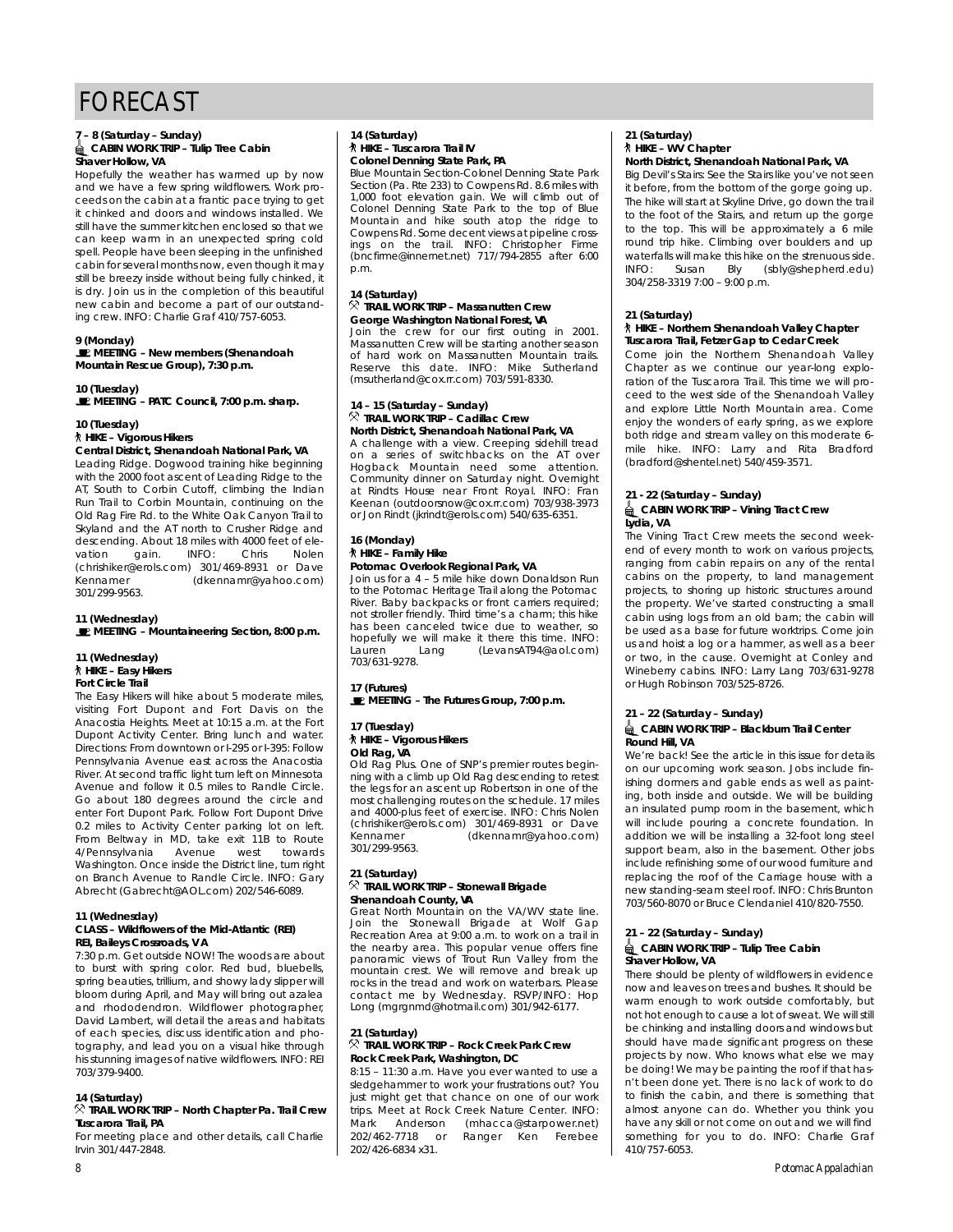# FORECAST

**7 – 8 (Saturday – Sunday)**
**CABIN WORK TRIP – Tulip Tree Cabin**
**Shaver Hollow, VA**
Hopefully the weather has warmed up by now and we have a few spring wildflowers. Work proceeds on the cabin at a frantic pace trying to get it chinked and doors and windows installed. We still have the summer kitchen enclosed so that we can keep warm in an unexpected spring cold spell. People have been sleeping in the unfinished cabin for several months now, even though it may still be breezy inside without being fully chinked, it is dry. Join us in the completion of this beautiful new cabin and become a part of our outstanding crew. INFO: Charlie Graf 410/757-6053.

**9 (Monday)**
**MEETING – New members (Shenandoah Mountain Rescue Group), 7:30 p.m.**

**10 (Tuesday)**
**MEETING – PATC Council, 7:00 p.m. sharp.**

**10 (Tuesday)**
**HIKE – Vigorous Hikers**
**Central District, Shenandoah National Park, VA**
Leading Ridge. Dogwood training hike beginning with the 2000 foot ascent of Leading Ridge to the AT, South to Corbin Cutoff, climbing the Indian Run Trail to Corbin Mountain, continuing on the Old Rag Fire Rd. to the White Oak Canyon Trail to Skyland and the AT north to Crusher Ridge and descending. About 18 miles with 4000 feet of elevation gain. INFO: Chris Nolen (chrishiker@erols.com) 301/469-8931 or Dave Kennamer (dkennamr@yahoo.com) 301/299-9563.

**11 (Wednesday)**
**MEETING – Mountaineering Section, 8:00 p.m.**

**11 (Wednesday)**
**HIKE – Easy Hikers**
**Fort Circle Trail**
The Easy Hikers will hike about 5 moderate miles, visiting Fort Dupont and Fort Davis on the Anacostia Heights. Meet at 10:15 a.m. at the Fort Dupont Activity Center. Bring lunch and water. Directions: From downtown or I-295 or I-395: Follow Pennsylvania Avenue east across the Anacostia River. At second traffic light turn left on Minnesota Avenue and follow it 0.5 miles to Randle Circle. Go about 180 degrees around the circle and enter Fort Dupont Park. Follow Fort Dupont Drive 0.2 miles to Activity Center parking lot on left. From Beltway in MD, take exit 11B to Route 4/Pennsylvania Avenue west towards Washington. Once inside the District line, turn right on Branch Avenue to Randle Circle. INFO: Gary Abrecht (Gabrecht@AOL.com) 202/546-6089.

**11 (Wednesday)**
**CLASS – Wildflowers of the Mid-Atlantic (REI)**
**REI, Baileys Crossroads, VA**
7:30 p.m. Get outside NOW! The woods are about to burst with spring color. Red bud, bluebells, spring beauties, trillium, and showy lady slipper will bloom during April, and May will bring out azalea and rhododendron. Wildflower photographer, David Lambert, will detail the areas and habitats of each species, discuss identification and photography, and lead you on a visual hike through his stunning images of native wildflowers. INFO: REI 703/379-9400.

**14 (Saturday)**
**TRAIL WORK TRIP – North Chapter Pa. Trail Crew**
**Tuscarora Trail, PA**
For meeting place and other details, call Charlie Irvin 301/447-2848.

**14 (Saturday)**
**HIKE – Tuscarora Trail IV**
**Colonel Denning State Park, PA**
Blue Mountain Section-Colonel Denning State Park Section (Pa. Rte 233) to Cowpens Rd. 8.6 miles with 1,000 foot elevation gain. We will climb out of Colonel Denning State Park to the top of Blue Mountain and hike south atop the ridge to Cowpens Rd. Some decent views at pipeline crossings on the trail. INFO: Christopher Firme (bncfirme@innernet.net) 717/794-2855 after 6:00 p.m.

**14 (Saturday)**
**TRAIL WORK TRIP – Massanutten Crew**
**George Washington National Forest, VA**
Join the crew for our first outing in 2001. Massanutten Crew will be starting another season of hard work on Massanutten Mountain trails. Reserve this date. INFO: Mike Sutherland (msutherland@cox.rr.com) 703/591-8330.

**14 – 15 (Saturday – Sunday)**
**TRAIL WORK TRIP – Cadillac Crew**
**North District, Shenandoah National Park, VA**
A challenge with a view. Creeping sidehill tread on a series of switchbacks on the AT over Hogback Mountain need some attention. Community dinner on Saturday night. Overnight at Rindts House near Front Royal. INFO: Fran Keenan (outdoorsnow@cox.rr.com) 703/938-3973 or Jon Rindt (jkrindt@erols.com) 540/635-6351.

**16 (Monday)**
**HIKE – Family Hike**
**Potomac Overlook Regional Park, VA**
Join us for a 4 – 5 mile hike down Donaldson Run to the Potomac Heritage Trail along the Potomac River. Baby backpacks or front carriers required; not stroller friendly. Third time's a charm; this hike has been canceled twice due to weather, so hopefully we will make it there this time. INFO: Lauren Lang (LevansAT94@aol.com) 703/631-9278.

**17 (Futures)**
**MEETING – The Futures Group, 7:00 p.m.**

**17 (Tuesday)**
**HIKE – Vigorous Hikers**
**Old Rag, VA**
Old Rag Plus. One of SNP's premier routes beginning with a climb up Old Rag descending to retest the legs for an ascent up Robertson in one of the most challenging routes on the schedule. 17 miles and 4000-plus feet of exercise. INFO: Chris Nolen (chrishiker@erols.com) 301/469-8931 or Dave Kennamer (dkennamr@yahoo.com) 301/299-9563.

**21 (Saturday)**
**TRAIL WORK TRIP – Stonewall Brigade**
**Shenandoah County, VA**
Great North Mountain on the VA/WV state line. Join the Stonewall Brigade at Wolf Gap Recreation Area at 9:00 a.m. to work on a trail in the nearby area. This popular venue offers fine panoramic views of Trout Run Valley from the mountain crest. We will remove and break up rocks in the tread and work on waterbars. Please contact me by Wednesday. RSVP/INFO: Hop Long (mgrgnmd@hotmail.com) 301/942-6177.

**21 (Saturday)**
**TRAIL WORK TRIP – Rock Creek Park Crew**
**Rock Creek Park, Washington, DC**
8:15 – 11:30 a.m. Have you ever wanted to use a sledgehammer to work your frustrations out? You just might get that chance on one of our work trips. Meet at Rock Creek Nature Center. INFO: Mark Anderson (mhacca@starpower.net) 202/462-7718 or Ranger Ken Ferebee 202/426-6834 x31.

**21 (Saturday)**
**HIKE – WV Chapter**
**North District, Shenandoah National Park, VA**
Big Devil's Stairs: See the Stairs like you've not seen it before, from the bottom of the gorge going up. The hike will start at Skyline Drive, go down the trail to the foot of the Stairs, and return up the gorge to the top. This will be approximately a 6 mile round trip hike. Climbing over boulders and up waterfalls will make this hike on the strenuous side. INFO: Susan Bly (sbly@shepherd.edu) 304/258-3319 7:00 – 9:00 p.m.

**21 (Saturday)**
**HIKE – Northern Shenandoah Valley Chapter**
**Tuscarora Trail, Fetzer Gap to Cedar Creek**
Come join the Northern Shenandoah Valley Chapter as we continue our year-long exploration of the Tuscarora Trail. This time we will proceed to the west side of the Shenandoah Valley and explore Little North Mountain area. Come enjoy the wonders of early spring, as we explore both ridge and stream valley on this moderate 6-mile hike. INFO: Larry and Rita Bradford (bradford@shentel.net) 540/459-3571.

**21 - 22 (Saturday – Sunday)**
**CABIN WORK TRIP – Vining Tract Crew**
**Lydia, VA**
The Vining Tract Crew meets the second weekend of every month to work on various projects, ranging from cabin repairs on any of the rental cabins on the property, to land management projects, to shoring up historic structures around the property. We've started constructing a small cabin using logs from an old barn; the cabin will be used as a base for future worktrips. Come join us and hoist a log or a hammer, as well as a beer or two, in the cause. Overnight at Conley and Wineberry cabins. INFO: Larry Lang 703/631-9278 or Hugh Robinson 703/525-8726.

**21 – 22 (Saturday – Sunday)**
**CABIN WORK TRIP – Blackburn Trail Center**
**Round Hill, VA**
We're back! See the article in this issue for details on our upcoming work season. Jobs include finishing dormers and gable ends as well as painting, both inside and outside. We will be building an insulated pump room in the basement, which will include pouring a concrete foundation. In addition we will be installing a 32-foot long steel support beam, also in the basement. Other jobs include refinishing some of our wood furniture and replacing the roof of the Carriage house with a new standing-seam steel roof. INFO: Chris Brunton 703/560-8070 or Bruce Clendaniel 410/820-7550.

**21 – 22 (Saturday – Sunday)**
**CABIN WORK TRIP – Tulip Tree Cabin**
**Shaver Hollow, VA**
There should be plenty of wildflowers in evidence now and leaves on trees and bushes. It should be warm enough to work outside comfortably, but not hot enough to cause a lot of sweat. We will still be chinking and installing doors and windows but should have made significant progress on these projects by now. Who knows what else we may be doing! We may be painting the roof if that hasn't been done yet. There is no lack of work to do to finish the cabin, and there is something that almost anyone can do. Whether you think you have any skill or not come on out and we will find something for you to do. INFO: Charlie Graf 410/757-6053.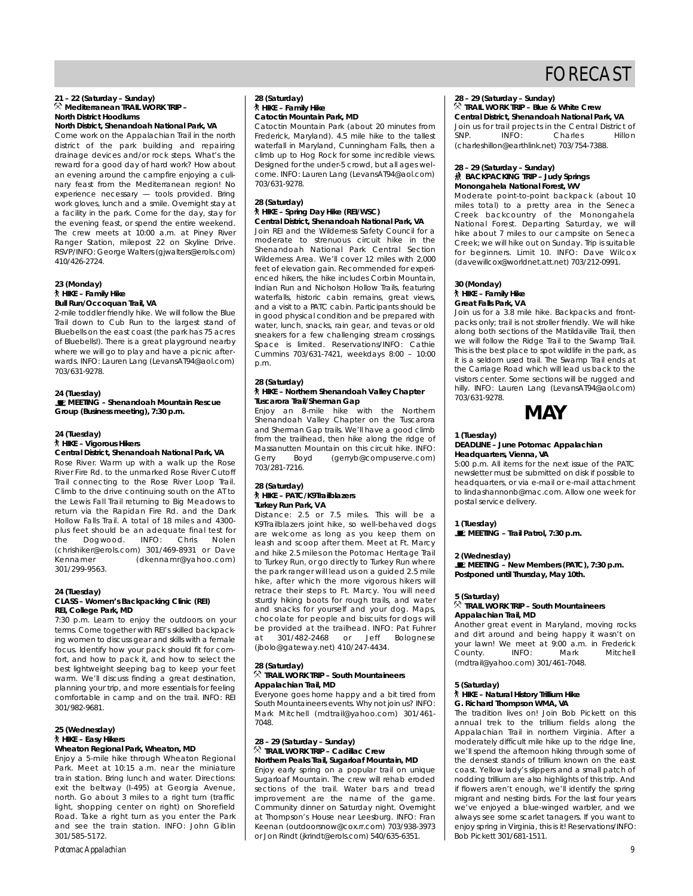# FORECAST

**21 – 22 (Saturday – Sunday)**
**Mediterranean TRAIL WORK TRIP – North District Hoodlums**
**North District, Shenandoah National Park, VA**
Come work on the Appalachian Trail in the north district of the park building and repairing drainage devices and/or rock steps. What's the reward for a good day of hard work? How about an evening around the campfire enjoying a culinary feast from the Mediterranean region! No experience necessary — tools provided. Bring work gloves, lunch and a smile. Overnight stay at a facility in the park. Come for the day, stay for the evening feast, or spend the entire weekend. The crew meets at 10:00 a.m. at Piney River Ranger Station, milepost 22 on Skyline Drive. RSVP/INFO: George Walters (gjwalters@erols.com) 410/426-2724.

**23 (Monday)**
**HIKE – Family Hike**
**Bull Run/Occoquan Trail, VA**
2-mile toddler friendly hike. We will follow the Blue Trail down to Cub Run to the largest stand of Bluebells on the east coast (the park has 75 acres of Bluebells!). There is a great playground nearby where we will go to play and have a picnic afterwards. INFO: Lauren Lang (LevansAT94@aol.com) 703/631-9278.

**24 (Tuesday)**
**MEETING – Shenandoah Mountain Rescue Group (Business meeting), 7:30 p.m.**

**24 (Tuesday)**
**HIKE – Vigorous Hikers**
**Central District, Shenandoah National Park, VA**
Rose River. Warm up with a walk up the Rose River Fire Rd. to the unmarked Rose River Cutoff Trail connecting to the Rose River Loop Trail. Climb to the drive continuing south on the AT to the Lewis Fall Trail returning to Big Meadows to return via the Rapidan Fire Rd. and the Dark Hollow Falls Trail. A total of 18 miles and 4300-plus feet should be an adequate final test for the Dogwood. INFO: Chris Nolen (chrishiker@erols.com) 301/469-8931 or Dave Kennamer (dkennamr@yahoo.com) 301/299-9563.

**24 (Tuesday)**
**CLASS – Women's Backpacking Clinic (REI)**
**REI, College Park, MD**
7:30 p.m. Learn to enjoy the outdoors on your terms. Come together with REI's skilled backpacking women to discuss gear and skills with a female focus. Identify how your pack should fit for comfort, and how to pack it, and how to select the best lightweight sleeping bag to keep your feet warm. We'll discuss finding a great destination, planning your trip, and more essentials for feeling comfortable in camp and on the trail. INFO: REI 301/982-9681.

**25 (Wednesday)**
**HIKE – Easy Hikers**
**Wheaton Regional Park, Wheaton, MD**
Enjoy a 5-mile hike through Wheaton Regional Park. Meet at 10:15 a.m. near the miniature train station. Bring lunch and water. Directions: exit the beltway (I-495) at Georgia Avenue, north. Go about 3 miles to a right turn (traffic light, shopping center on right) on Shorefield Road. Take a right turn as you enter the Park and see the train station. INFO: John Giblin 301/585-5172.

**28 (Saturday)**
**HIKE – Family Hike**
**Catoctin Mountain Park, MD**
Catoctin Mountain Park (about 20 minutes from Frederick, Maryland). 4.5 mile hike to the tallest waterfall in Maryland, Cunningham Falls, then a climb up to Hog Rock for some incredible views. Designed for the under-5 crowd, but all ages welcome. INFO: Lauren Lang (LevansAT94@aol.com) 703/631-9278.

**28 (Saturday)**
**HIKE – Spring Day Hike (REI/WSC)**
**Central District, Shenandoah National Park, VA**
Join REI and the Wilderness Safety Council for a moderate to strenuous circuit hike in the Shenandoah National Park Central Section Wilderness Area. We'll cover 12 miles with 2,000 feet of elevation gain. Recommended for experienced hikers, the hike includes Corbin Mountain, Indian Run and Nicholson Hollow Trails, featuring waterfalls, historic cabin remains, great views, and a visit to a PATC cabin. Participants should be in good physical condition and be prepared with water, lunch, snacks, rain gear, and tevas or old sneakers for a few challenging stream crossings. Space is limited. Reservations/INFO: Cathie Cummins 703/631-7421, weekdays 8:00 – 10:00 p.m.

**28 (Saturday)**
**HIKE – Northern Shenandoah Valley Chapter**
**Tuscarora Trail/Sherman Gap**
Enjoy an 8-mile hike with the Northern Shenandoah Valley Chapter on the Tuscarora and Sherman Gap trails. We'll have a good climb from the trailhead, then hike along the ridge of Massanutten Mountain on this circuit hike. INFO: Gerry Boyd (gerryb@compuserve.com) 703/281-7216.

**28 (Saturday)**
**HIKE – PATC/K9Trailblazers**
**Turkey Run Park, VA**
Distance: 2.5 or 7.5 miles. This will be a K9Trailblazers joint hike, so well-behaved dogs are welcome as long as you keep them on leash and scoop after them. Meet at Ft. Marcy and hike 2.5 miles on the Potomac Heritage Trail to Turkey Run, or go directly to Turkey Run where the park ranger will lead us on a guided 2.5 mile hike, after which the more vigorous hikers will retrace their steps to Ft. Marcy. You will need sturdy hiking boots for rough trails, and water and snacks for yourself and your dog. Maps, chocolate for people and biscuits for dogs will be provided at the trailhead. INFO: Pat Fuhrer at 301/482-2468 or Jeff Bolognese (jbolo@gateway.net) 410/247-4434.

**28 (Saturday)**
**TRAIL WORK TRIP – South Mountaineers**
**Appalachian Trail, MD**
Everyone goes home happy and a bit tired from South Mountaineers events. Why not join us? INFO: Mark Mitchell (mdtrail@yahoo.com) 301/461-7048.

**28 – 29 (Saturday – Sunday)**
**TRAIL WORK TRIP – Cadillac Crew**
**Northern Peaks Trail, Sugarloaf Mountain, MD**
Enjoy early spring on a popular trail on unique Sugarloaf Mountain. The crew will rehab eroded sections of the trail. Water bars and tread improvement are the name of the game. Community dinner on Saturday night. Overnight at Thompson's House near Leesburg. INFO: Fran Keenan (outdoorsnow@cox.rr.com) 703/938-3973 or Jon Rindt (jkrindt@erols.com) 540/635-6351.

**28 – 29 (Saturday – Sunday)**
**TRAIL WORK TRIP – Blue & White Crew**
**Central District, Shenandoah National Park, VA**
Join us for trail projects in the Central District of SNP. INFO: Charles Hillon (charleshillon@earthlink.net) 703/754-7388.

**28 – 29 (Saturday – Sunday)**
**BACKPACKING TRIP – Judy Springs**
**Monongahela National Forest, WV**
Moderate point-to-point backpack (about 10 miles total) to a pretty area in the Seneca Creek backcountry of the Monongahela National Forest. Departing Saturday, we will hike about 7 miles to our campsite on Seneca Creek; we will hike out on Sunday. Trip is suitable for beginners. Limit 10. INFO: Dave Wilcox (davewillcox@worldnet.att.net) 703/212-0991.

**30 (Monday)**
**HIKE – Family Hike**
**Great Falls Park, VA**
Join us for a 3.8 mile hike. Backpacks and front-packs only; trail is not stroller friendly. We will hike along both sections of the Matildaville Trail, then we will follow the Ridge Trail to the Swamp Trail. This is the best place to spot wildlife in the park, as it is a seldom used trail. The Swamp Trail ends at the Carriage Road which will lead us back to the visitors center. Some sections will be rugged and hilly. INFO: Lauren Lang (LevansAT94@aol.com) 703/631-9278.

## MAY

**1 (Tuesday)**
**DEADLINE – June Potomac Appalachian**
**Headquarters, Vienna, VA**
5:00 p.m. All items for the next issue of the PATC newsletter must be submitted on disk if possible to headquarters, or via e-mail or e-mail attachment to lindashannonb@mac.com. Allow one week for postal service delivery.

**1 (Tuesday)**
**MEETING – Trail Patrol, 7:30 p.m.**

**2 (Wednesday)**
**MEETING – New Members (PATC), 7:30 p.m.**
**Postponed until Thursday, May 10th.**

**5 (Saturday)**
**TRAIL WORK TRIP – South Mountaineers**
**Appalachian Trail, MD**
Another great event in Maryland, moving rocks and dirt around and being happy it wasn't on your lawn! We meet at 9:00 a.m. in Frederick County. INFO: Mark Mitchell (mdtrail@yahoo.com) 301/461-7048.

**5 (Saturday)**
**HIKE – Natural History Trillium Hike**
**G. Richard Thompson WMA, VA**
The tradition lives on! Join Bob Pickett on this annual trek to the trillium fields along the Appalachian Trail in northern Virginia. After a moderately difficult mile hike up to the ridge line, we'll spend the afternoon hiking through some of the densest stands of trillium known on the east coast. Yellow lady's slippers and a small patch of nodding trillium are also highlights of this trip. And if flowers aren't enough, we'll identify the spring migrant and nesting birds. For the last four years we've enjoyed a blue-winged warbler, and we always see some scarlet tanagers. If you want to enjoy spring in Virginia, this is it! Reservations/INFO: Bob Pickett 301/681-1511.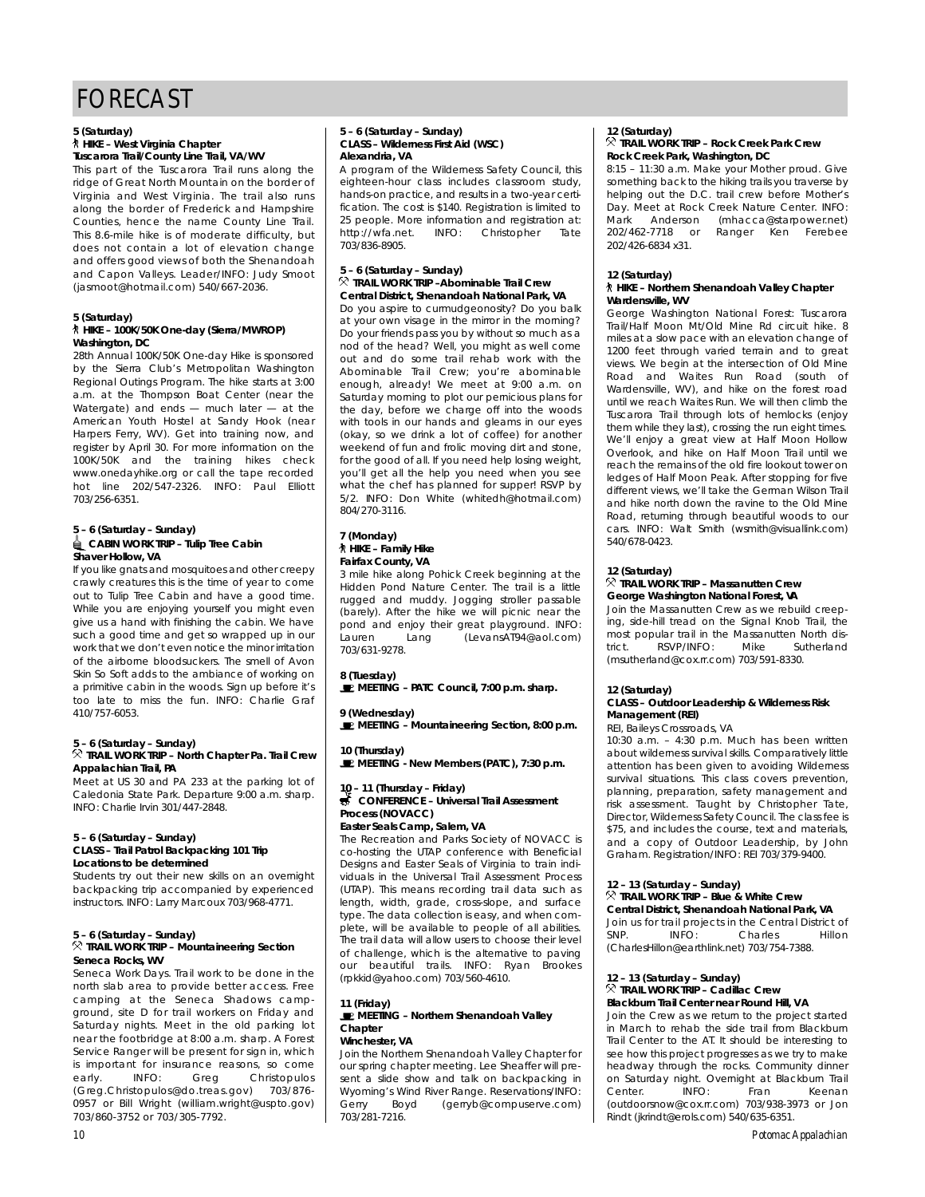# FORECAST

**5 (Saturday)**
**HIKE – West Virginia Chapter**
**Tuscarora Trail/County Line Trail, VA/WV**

This part of the Tuscarora Trail runs along the ridge of Great North Mountain on the border of Virginia and West Virginia. The trail also runs along the border of Frederick and Hampshire Counties, hence the name County Line Trail. This 8.6-mile hike is of moderate difficulty, but does not contain a lot of elevation change and offers good views of both the Shenandoah and Capon Valleys. Leader/INFO: Judy Smoot (jasmoot@hotmail.com) 540/667-2036.

**5 (Saturday)**
**HIKE – 100K/50K One-day (Sierra/MWROP)**
**Washington, DC**

28th Annual 100K/50K One-day Hike is sponsored by the Sierra Club's Metropolitan Washington Regional Outings Program. The hike starts at 3:00 a.m. at the Thompson Boat Center (near the Watergate) and ends — much later — at the American Youth Hostel at Sandy Hook (near Harpers Ferry, WV). Get into training now, and register by April 30. For more information on the 100K/50K and the training hikes check www.onedayhike.org or call the tape recorded hot line 202/547-2326. INFO: Paul Elliott 703/256-6351.

**5 – 6 (Saturday – Sunday)**
**CABIN WORK TRIP – Tulip Tree Cabin**
**Shaver Hollow, VA**

If you like gnats and mosquitoes and other creepy crawly creatures this is the time of year to come out to Tulip Tree Cabin and have a good time. While you are enjoying yourself you might even give us a hand with finishing the cabin. We have such a good time and get so wrapped up in our work that we don't even notice the minor irritation of the airborne bloodsuckers. The smell of Avon Skin So Soft adds to the ambiance of working on a primitive cabin in the woods. Sign up before it's too late to miss the fun. INFO: Charlie Graf 410/757-6053.

**5 – 6 (Saturday – Sunday)**
**TRAIL WORK TRIP – North Chapter Pa. Trail Crew**
**Appalachian Trail, PA**

Meet at US 30 and PA 233 at the parking lot of Caledonia State Park. Departure 9:00 a.m. sharp. INFO: Charlie Irvin 301/447-2848.

**5 – 6 (Saturday – Sunday)**
**CLASS – Trail Patrol Backpacking 101 Trip**
**Locations to be determined**

Students try out their new skills on an overnight backpacking trip accompanied by experienced instructors. INFO: Larry Marcoux 703/968-4771.

**5 – 6 (Saturday – Sunday)**
**TRAIL WORK TRIP – Mountaineering Section**
**Seneca Rocks, WV**

Seneca Work Days. Trail work to be done in the north slab area to provide better access. Free camping at the Seneca Shadows campground, site D for trail workers on Friday and Saturday nights. Meet in the old parking lot near the footbridge at 8:00 a.m. sharp. A Forest Service Ranger will be present for sign in, which is important for insurance reasons, so come early. INFO: Greg Christopulos (Greg.Christopulos@do.treas.gov) 703/876-0957 or Bill Wright (william.wright@uspto.gov) 703/860-3752 or 703/305-7792.

**5 – 6 (Saturday – Sunday)**
**CLASS – Wilderness First Aid (WSC)**
**Alexandria, VA**

A program of the Wilderness Safety Council, this eighteen-hour class includes classroom study, hands-on practice, and results in a two-year certification. The cost is $140. Registration is limited to 25 people. More information and registration at: http://wfa.net. INFO: Christopher Tate 703/836-8905.

**5 – 6 (Saturday – Sunday)**
**TRAIL WORK TRIP –Abominable Trail Crew**
**Central District, Shenandoah National Park, VA**

Do you aspire to curmudgeonosity? Do you balk at your own visage in the mirror in the morning? Do your friends pass you by without so much as a nod of the head? Well, you might as well come out and do some trail rehab work with the Abominable Trail Crew; you're abominable enough, already! We meet at 9:00 a.m. on Saturday morning to plot our pernicious plans for the day, before we charge off into the woods with tools in our hands and gleams in our eyes (okay, so we drink a lot of coffee) for another weekend of fun and frolic moving dirt and stone, for the good of all. If you need help losing weight, you'll get all the help you need when you see what the chef has planned for supper! RSVP by 5/2. INFO: Don White (whitedh@hotmail.com) 804/270-3116.

**7 (Monday)**
**HIKE – Family Hike**
**Fairfax County, VA**

3 mile hike along Pohick Creek beginning at the Hidden Pond Nature Center. The trail is a little rugged and muddy. Jogging stroller passable (barely). After the hike we will picnic near the pond and enjoy their great playground. INFO: Lauren Lang (LevansAT94@aol.com) 703/631-9278.

**8 (Tuesday)**
**MEETING – PATC Council, 7:00 p.m. sharp.**

**9 (Wednesday)**
**MEETING – Mountaineering Section, 8:00 p.m.**

**10 (Thursday)**
**MEETING - New Members (PATC), 7:30 p.m.**

**10 – 11 (Thursday – Friday)**
**CONFERENCE – Universal Trail Assessment Process (NOVACC)**
**Easter Seals Camp, Salem, VA**

The Recreation and Parks Society of NOVACC is co-hosting the UTAP conference with Beneficial Designs and Easter Seals of Virginia to train individuals in the Universal Trail Assessment Process (UTAP). This means recording trail data such as length, width, grade, cross-slope, and surface type. The data collection is easy, and when complete, will be available to people of all abilities. The trail data will allow users to choose their level of challenge, which is the alternative to paving our beautiful trails. INFO: Ryan Brookes (rpkkid@yahoo.com) 703/560-4610.

**11 (Friday)**
**MEETING – Northern Shenandoah Valley Chapter**
**Winchester, VA**

Join the Northern Shenandoah Valley Chapter for our spring chapter meeting. Lee Sheaffer will present a slide show and talk on backpacking in Wyoming's Wind River Range. Reservations/INFO: Gerry Boyd (gerryb@compuserve.com) 703/281-7216.

**12 (Saturday)**
**TRAIL WORK TRIP – Rock Creek Park Crew**
**Rock Creek Park, Washington, DC**

8:15 – 11:30 a.m. Make your Mother proud. Give something back to the hiking trails you traverse by helping out the D.C. trail crew before Mother's Day. Meet at Rock Creek Nature Center. INFO: Mark Anderson (mhacca@starpower.net) 202/462-7718 or Ranger Ken Ferebee 202/426-6834 x31.

**12 (Saturday)**
**HIKE – Northern Shenandoah Valley Chapter**
**Wardensville, WV**

George Washington National Forest: Tuscarora Trail/Half Moon Mt/Old Mine Rd circuit hike. 8 miles at a slow pace with an elevation change of 1200 feet through varied terrain and to great views. We begin at the intersection of Old Mine Road and Waites Run Road (south of Wardensville, WV), and hike on the forest road until we reach Waites Run. We will then climb the Tuscarora Trail through lots of hemlocks (enjoy them while they last), crossing the run eight times. We'll enjoy a great view at Half Moon Hollow Overlook, and hike on Half Moon Trail until we reach the remains of the old fire lookout tower on ledges of Half Moon Peak. After stopping for five different views, we'll take the German Wilson Trail and hike north down the ravine to the Old Mine Road, returning through beautiful woods to our cars. INFO: Walt Smith (wsmith@visuallink.com) 540/678-0423.

**12 (Saturday)**
**TRAIL WORK TRIP – Massanutten Crew**
**George Washington National Forest, VA**

Join the Massanutten Crew as we rebuild creeping, side-hill tread on the Signal Knob Trail, the most popular trail in the Massanutten North district. RSVP/INFO: Mike Sutherland (msutherland@cox.rr.com) 703/591-8330.

**12 (Saturday)**
**CLASS – Outdoor Leadership & Wilderness Risk Management (REI)**
REI, Baileys Crossroads, VA

10:30 a.m. – 4:30 p.m. Much has been written about wilderness survival skills. Comparatively little attention has been given to avoiding Wilderness survival situations. This class covers prevention, planning, preparation, safety management and risk assessment. Taught by Christopher Tate, Director, Wilderness Safety Council. The class fee is $75, and includes the course, text and materials, and a copy of Outdoor Leadership, by John Graham. Registration/INFO: REI 703/379-9400.

**12 – 13 (Saturday – Sunday)**
**TRAIL WORK TRIP – Blue & White Crew**
**Central District, Shenandoah National Park, VA**

Join us for trail projects in the Central District of SNP. INFO: Charles Hillon (CharlesHillon@earthlink.net) 703/754-7388.

**12 – 13 (Saturday – Sunday)**
**TRAIL WORK TRIP – Cadillac Crew**
**Blackburn Trail Center near Round Hill, VA**

Join the Crew as we return to the project started in March to rehab the side trail from Blackburn Trail Center to the AT. It should be interesting to see how this project progresses as we try to make headway through the rocks. Community dinner on Saturday night. Overnight at Blackburn Trail Center. INFO: Fran Keenan (outdoorsnow@cox.rr.com) 703/938-3973 or Jon Rindt (jkrindt@erols.com) 540/635-6351.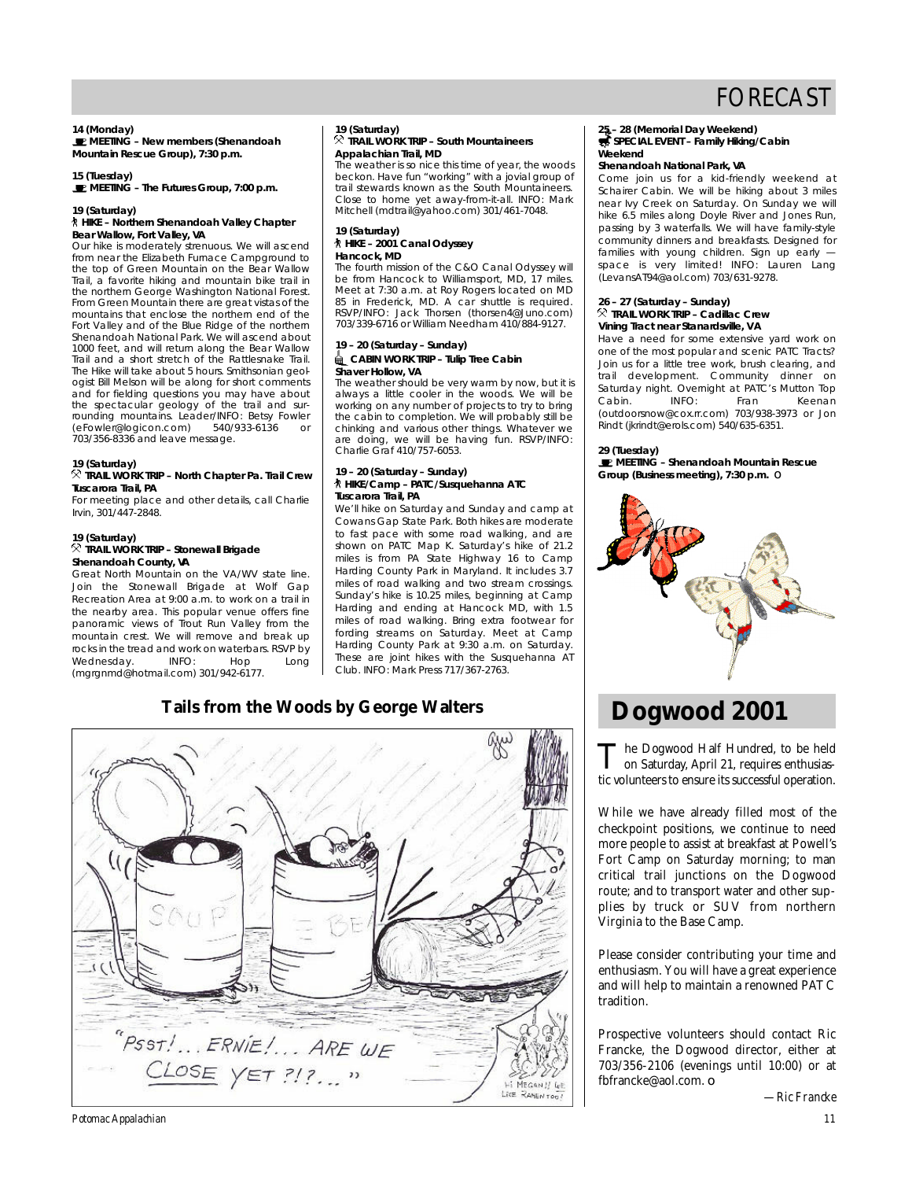# FORECAST

**14 (Monday)**
**MEETING – New members (Shenandoah Mountain Rescue Group), 7:30 p.m.**

**15 (Tuesday)**
**MEETING – The Futures Group, 7:00 p.m.**

**19 (Saturday)**
**HIKE – Northern Shenandoah Valley Chapter**
**Bear Wallow, Fort Valley, VA**
Our hike is moderately strenuous. We will ascend from near the Elizabeth Furnace Campground to the top of Green Mountain on the Bear Wallow Trail, a favorite hiking and mountain bike trail in the northern George Washington National Forest. From Green Mountain there are great vistas of the mountains that enclose the northern end of the Fort Valley and of the Blue Ridge of the northern Shenandoah National Park. We will ascend about 1000 feet, and will return along the Bear Wallow Trail and a short stretch of the Rattlesnake Trail. The Hike will take about 5 hours. Smithsonian geologist Bill Melson will be along for short comments and for fielding questions you may have about the spectacular geology of the trail and surrounding mountains. Leader/INFO: Betsy Fowler (eFowler@logicon.com) 540/933-6136 or 703/356-8336 and leave message.

**19 (Saturday)**
**TRAIL WORK TRIP – North Chapter Pa. Trail Crew**
**Tuscarora Trail, PA**
For meeting place and other details, call Charlie Irvin, 301/447-2848.

**19 (Saturday)**
**TRAIL WORK TRIP – Stonewall Brigade**
**Shenandoah County, VA**
Great North Mountain on the VA/WV state line. Join the Stonewall Brigade at Wolf Gap Recreation Area at 9:00 a.m. to work on a trail in the nearby area. This popular venue offers fine panoramic views of Trout Run Valley from the mountain crest. We will remove and break up rocks in the tread and work on waterbars. RSVP by Wednesday. INFO: Hop Long (mgrgnmd@hotmail.com) 301/942-6177.

**19 (Saturday)**
**TRAIL WORK TRIP – South Mountaineers**
**Appalachian Trail, MD**
The weather is so nice this time of year, the woods beckon. Have fun "working" with a jovial group of trail stewards known as the South Mountaineers. Close to home yet away-from-it-all. INFO: Mark Mitchell (mdtrail@yahoo.com) 301/461-7048.

**19 (Saturday)**
**HIKE – 2001 Canal Odyssey**
**Hancock, MD**
The fourth mission of the C&O Canal Odyssey will be from Hancock to Williamsport, MD, 17 miles. Meet at 7:30 a.m. at Roy Rogers located on MD 85 in Frederick, MD. A car shuttle is required. RSVP/INFO: Jack Thorsen (thorsen4@Juno.com) 703/339-6716 or William Needham 410/884-9127.

**19 – 20 (Saturday – Sunday)**
**CABIN WORK TRIP – Tulip Tree Cabin**
**Shaver Hollow, VA**
The weather should be very warm by now, but it is always a little cooler in the woods. We will be working on any number of projects to try to bring the cabin to completion. We will probably still be chinking and various other things. Whatever we are doing, we will be having fun. RSVP/INFO: Charlie Graf 410/757-6053.

**19 – 20 (Saturday – Sunday)**
**HIKE/Camp – PATC/Susquehanna ATC**
**Tuscarora Trail, PA**
We'll hike on Saturday and Sunday and camp at Cowans Gap State Park. Both hikes are moderate to fast pace with some road walking, and are shown on PATC Map K. Saturday's hike of 21.2 miles is from PA State Highway 16 to Camp Harding County Park in Maryland. It includes 3.7 miles of road walking and two stream crossings. Sunday's hike is 10.25 miles, beginning at Camp Harding and ending at Hancock MD, with 1.5 miles of road walking. Bring extra footwear for fording streams on Saturday. Meet at Camp Harding County Park at 9:30 a.m. on Saturday. These are joint hikes with the Susquehanna AT Club. INFO: Mark Press 717/367-2763.

**25 – 28 (Memorial Day Weekend)**
**SPECIAL EVENT – Family Hiking/Cabin Weekend**
**Shenandoah National Park, VA**
Come join us for a kid-friendly weekend at Schairer Cabin. We will be hiking about 3 miles near Ivy Creek on Saturday. On Sunday we will hike 6.5 miles along Doyle River and Jones Run, passing by 3 waterfalls. We will have family-style community dinners and breakfasts. Designed for families with young children. Sign up early — space is very limited! INFO: Lauren Lang (LevansAT94@aol.com) 703/631-9278.

**26 – 27 (Saturday – Sunday)**
**TRAIL WORK TRIP – Cadillac Crew**
**Vining Tract near Stanardsville, VA**
Have a need for some extensive yard work on one of the most popular and scenic PATC Tracts? Join us for a little tree work, brush clearing, and trail development. Community dinner on Saturday night. Overnight at PATC's Mutton Top Cabin. INFO: Fran Keenan (outdoorsnow@cox.rr.com) 703/938-3973 or Jon Rindt (jkrindt@erols.com) 540/635-6351.

**29 (Tuesday)**
**MEETING – Shenandoah Mountain Rescue Group (Business meeting), 7:30 p.m.**

## Tails from the Woods by George Walters

## Dogwood 2001

The Dogwood Half Hundred, to be held on Saturday, April 21, requires enthusiastic volunteers to ensure its successful operation.

While we have already filled most of the checkpoint positions, we continue to need more people to assist at breakfast at Powell's Fort Camp on Saturday morning; to man critical trail junctions on the Dogwood route; and to transport water and other supplies by truck or SUV from northern Virginia to the Base Camp.

Please consider contributing your time and enthusiasm. You will have a great experience and will help to maintain a renowned PATC tradition.

Prospective volunteers should contact Ric Francke, the Dogwood director, either at 703/356-2106 (evenings until 10:00) or at fbfrancke@aol.com.

—Ric Francke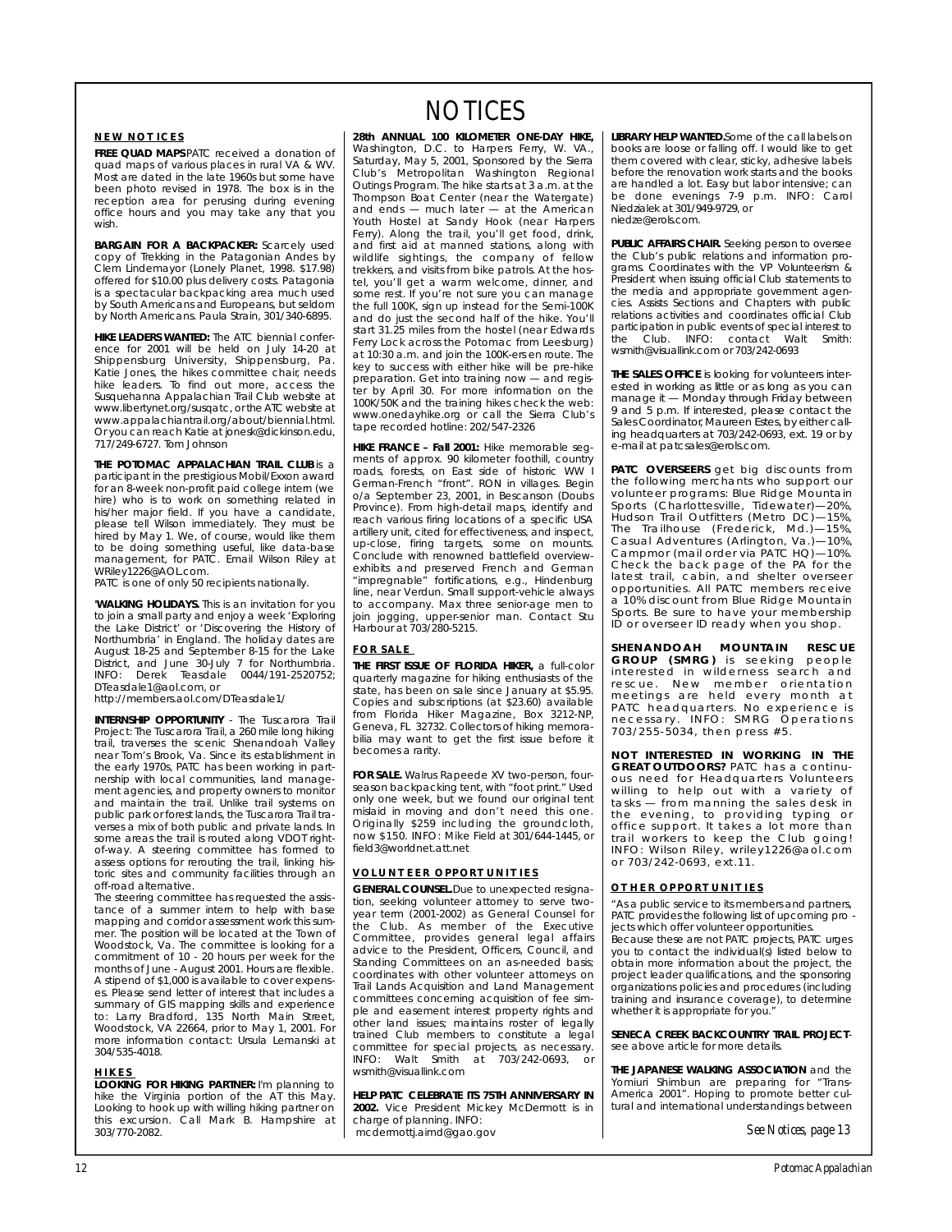# NOTICES

## NEW NOTICES

**FREE QUAD MAPS** PATC received a donation of quad maps of various places in rural VA & WV. Most are dated in the late 1960s but some have been photo revised in 1978. The box is in the reception area for perusing during evening office hours and you may take any that you wish.

**BARGAIN FOR A BACKPACKER:** Scarcely used copy of Trekking in the Patagonian Andes by Clem Lindemayor (Lonely Planet, 1998. $17.98) offered for $10.00 plus delivery costs. Patagonia is a spectacular backpacking area much used by South Americans and Europeans, but seldom by North Americans. Paula Strain, 301/340-6895.

**HIKE LEADERS WANTED:** The ATC biennial conference for 2001 will be held on July 14-20 at Shippensburg University, Shippensburg, Pa. Katie Jones, the hikes committee chair, needs hike leaders. To find out more, access the Susquehanna Appalachian Trail Club website at www.libertynet.org/susqatc, or the ATC website at www.appalachiantrail.org/about/biennial.html. Or you can reach Katie at jonesk@dickinson.edu, 717/249-6727. Tom Johnson

**THE POTOMAC APPALACHIAN TRAIL CLUB** is a participant in the prestigious Mobil/Exxon award for an 8-week non-profit paid college intern (we hire) who is to work on something related in his/her major field. If you have a candidate, please tell Wilson immediately. They must be hired by May 1. We, of course, would like them to be doing something useful, like data-base management, for PATC. Email Wilson Riley at WRiley1226@AOL.com.
PATC is one of only 50 recipients nationally.

**'WALKING HOLIDAYS.** This is an invitation for you to join a small party and enjoy a week 'Exploring the Lake District' or 'Discovering the History of Northumbria' in England. The holiday dates are August 18-25 and September 8-15 for the Lake District, and June 30-July 7 for Northumbria. INFO: Derek Teasdale 0044/191-2520752; DTeasdale1@aol.com, or
http://members.aol.com/DTeasdale1/

**INTERNSHIP OPPORTUNITY** - The Tuscarora Trail Project: The Tuscarora Trail, a 260 mile long hiking trail, traverses the scenic Shenandoah Valley near Tom's Brook, Va. Since its establishment in the early 1970s, PATC has been working in partnership with local communities, land management agencies, and property owners to monitor and maintain the trail. Unlike trail systems on public park or forest lands, the Tuscarora Trail traverses a mix of both public and private lands. In some areas the trail is routed along VDOT right-of-way. A steering committee has formed to assess options for rerouting the trail, linking historic sites and community facilities through an off-road alternative.
The steering committee has requested the assistance of a summer intern to help with base mapping and corridor assessment work this summer. The position will be located at the Town of Woodstock, Va. The committee is looking for a commitment of 10 - 20 hours per week for the months of June - August 2001. Hours are flexible. A stipend of $1,000 is available to cover expenses. Please send letter of interest that includes a summary of GIS mapping skills and experience to: Larry Bradford, 135 North Main Street, Woodstock, VA 22664, prior to May 1, 2001. For more information contact: Ursula Lemanski at 304/535-4018.

## HIKES

**LOOKING FOR HIKING PARTNER:** I'm planning to hike the Virginia portion of the AT this May. Looking to hook up with willing hiking partner on this excursion. Call Mark B. Hampshire at 303/770-2082.

**28th ANNUAL 100 KILOMETER ONE-DAY HIKE,** Washington, D.C. to Harpers Ferry, W. VA., Saturday, May 5, 2001, Sponsored by the Sierra Club's Metropolitan Washington Regional Outings Program. The hike starts at 3 a.m. at the Thompson Boat Center (near the Watergate) and ends — much later — at the American Youth Hostel at Sandy Hook (near Harpers Ferry). Along the trail, you'll get food, drink, and first aid at manned stations, along with wildlife sightings, the company of fellow trekkers, and visits from bike patrols. At the hostel, you'll get a warm welcome, dinner, and some rest. If you're not sure you can manage the full 100K, sign up instead for the Semi-100K and do just the second half of the hike. You'll start 31.25 miles from the hostel (near Edwards Ferry Lock across the Potomac from Leesburg) at 10:30 a.m. and join the 100K-ers en route. The key to success with either hike will be pre-hike preparation. Get into training now — and register by April 30. For more information on the 100K/50K and the training hikes check the web: www.onedayhike.org or call the Sierra Club's tape recorded hotline: 202/547-2326

**HIKE FRANCE – Fall 2001:** Hike memorable segments of approx. 90 kilometer foothill, country roads, forests, on East side of historic WW I German-French "front". RON in villages. Begin o/a September 23, 2001, in Bescanson (Doubs Province). From high-detail maps, identify and reach various firing locations of a specific USA artillery unit, cited for effectiveness, and inspect, up-close, firing targets, some on mounts. Conclude with renowned battlefield overview-exhibits and preserved French and German "impregnable" fortifications, e.g., Hindenburg line, near Verdun. Small support-vehicle always to accompany. Max three senior-age men to join jogging, upper-senior man. Contact Stu Harbour at 703/280-5215.

## FOR SALE

**THE FIRST ISSUE OF FLORIDA HIKER,** a full-color quarterly magazine for hiking enthusiasts of the state, has been on sale since January at $5.95. Copies and subscriptions (at $23.60) available from Florida Hiker Magazine, Box 3212-NP, Geneva, FL 32732. Collectors of hiking memorabilia may want to get the first issue before it becomes a rarity.

**FOR SALE.** Walrus Rapeede XV two-person, four-season backpacking tent, with "foot print." Used only one week, but we found our original tent mislaid in moving and don't need this one. Originally $259 including the groundcloth, now $150. INFO: Mike Field at 301/644-1445, or field3@worldnet.att.net

## VOLUNTEER OPPORTUNITIES

**GENERAL COUNSEL.** Due to unexpected resignation, seeking volunteer attorney to serve two-year term (2001-2002) as General Counsel for the Club. As member of the Executive Committee, provides general legal affairs advice to the President, Officers, Council, and Standing Committees on an as-needed basis; coordinates with other volunteer attorneys on Trail Lands Acquisition and Land Management committees concerning acquisition of fee simple and easement interest property rights and other land issues; maintains roster of legally trained Club members to constitute a legal committee for special projects, as necessary. INFO: Walt Smith at 703/242-0693, or wsmith@visuallink.com

**HELP PATC CELEBRATE ITS 75TH ANNIVERSARY IN 2002.** Vice President Mickey McDermott is in charge of planning. INFO:
mcdermottj.aimd@gao.gov

**LIBRARY HELP WANTED.** Some of the call labels on books are loose or falling off. I would like to get them covered with clear, sticky, adhesive labels before the renovation work starts and the books are handled a lot. Easy but labor intensive; can be done evenings 7-9 p.m. INFO: Carol Niedzialek at 301/949-9729, or niedze@erols.com.

**PUBLIC AFFAIRS CHAIR.** Seeking person to oversee the Club's public relations and information programs. Coordinates with the VP Volunteerism & President when issuing official Club statements to the media and appropriate government agencies. Assists Sections and Chapters with public relations activities and coordinates official Club participation in public events of special interest to the Club. INFO: contact Walt Smith: wsmith@visuallink.com or 703/242-0693

**THE SALES OFFICE** is looking for volunteers interested in working as little or as long as you can manage it — Monday through Friday between 9 and 5 p.m. If interested, please contact the Sales Coordinator, Maureen Estes, by either calling headquarters at 703/242-0693, ext. 19 or by e-mail at patcsales@erols.com.

**PATC OVERSEERS** get big discounts from the following merchants who support our volunteer programs: Blue Ridge Mountain Sports (Charlottesville, Tidewater)—20%, Hudson Trail Outfitters (Metro DC)—15%, The Trailhouse (Frederick, Md.)—15%, Casual Adventures (Arlington, Va.)—10%, Campmor (mail order via PATC HQ)—10%. Check the back page of the PA for the latest trail, cabin, and shelter overseer opportunities. All PATC members receive a 10% discount from Blue Ridge Mountain Sports. Be sure to have your membership ID or overseer ID ready when you shop.

**SHENANDOAH MOUNTAIN RESCUE GROUP (SMRG)** is seeking people interested in wilderness search and rescue. New member orientation meetings are held every month at PATC headquarters. No experience is necessary. INFO: SMRG Operations 703/255-5034, then press #5.

**NOT INTERESTED IN WORKING IN THE GREAT OUTDOORS?** PATC has a continuous need for Headquarters Volunteers willing to help out with a variety of tasks — from manning the sales desk in the evening, to providing typing or office support. It takes a lot more than trail workers to keep the Club going! INFO: Wilson Riley, wriley1226@aol.com or 703/242-0693, ext.11.

## OTHER OPPORTUNITIES

"As a public service to its members and partners, PATC provides the following list of upcoming projects which offer volunteer opportunities.
Because these are not PATC projects, PATC urges you to contact the individual(s) listed below to obtain more information about the project, the project leader qualifications, and the sponsoring organizations policies and procedures (including training and insurance coverage), to determine whether it is appropriate for you."

**SENECA CREEK BACKCOUNTRY TRAIL PROJECT**-see above article for more details.

**THE JAPANESE WALKING ASSOCIATION** and the Yomiuri Shimbun are preparing for "Trans-America 2001". Hoping to promote better cultural and international understandings between

*See Notices, page 13*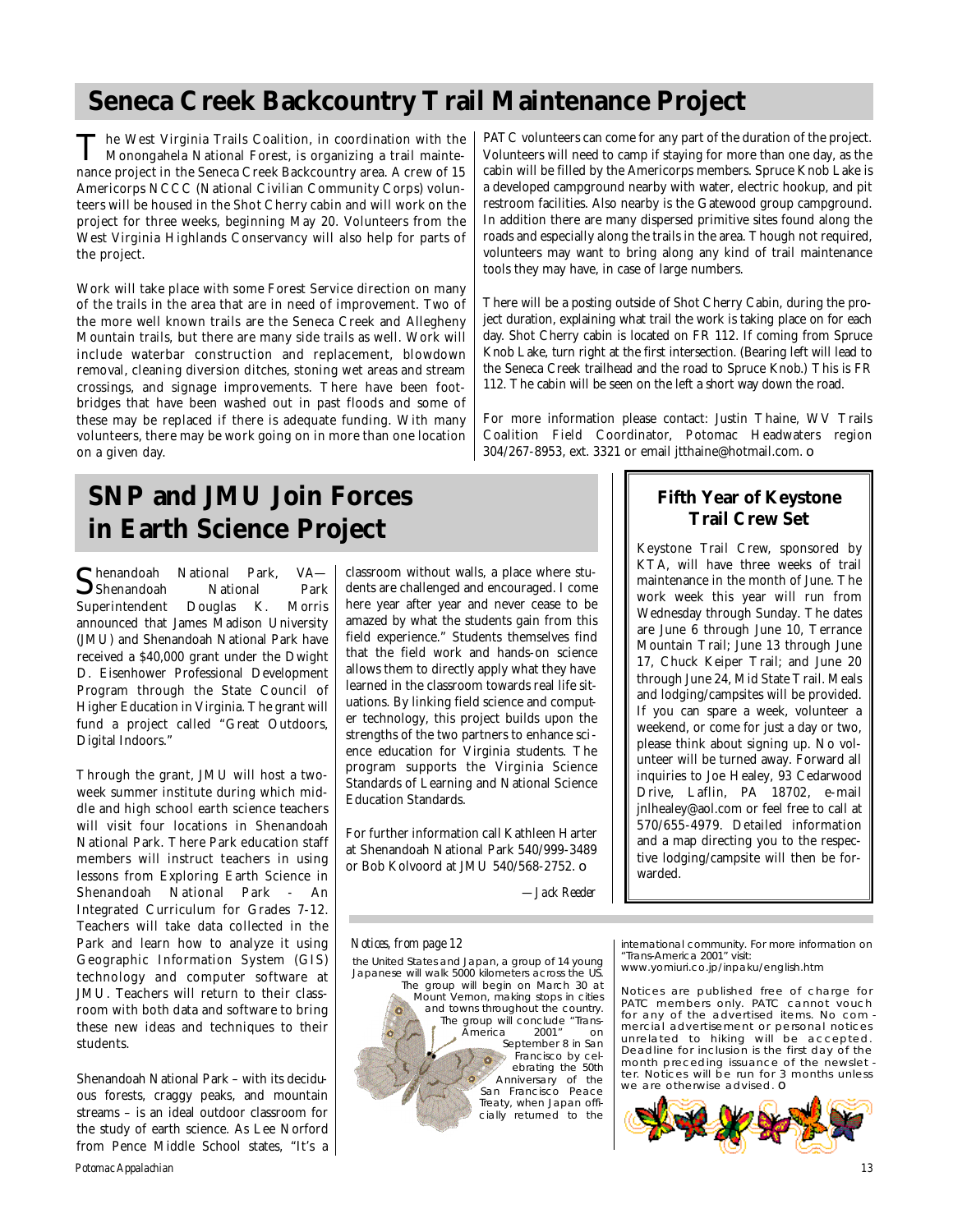## Seneca Creek Backcountry Trail Maintenance Project

The West Virginia Trails Coalition, in coordination with the Monongahela National Forest, is organizing a trail maintenance project in the Seneca Creek Backcountry area. A crew of 15 Americorps NCCC (National Civilian Community Corps) volunteers will be housed in the Shot Cherry cabin and will work on the project for three weeks, beginning May 20. Volunteers from the West Virginia Highlands Conservancy will also help for parts of the project.

Work will take place with some Forest Service direction on many of the trails in the area that are in need of improvement. Two of the more well known trails are the Seneca Creek and Allegheny Mountain trails, but there are many side trails as well. Work will include waterbar construction and replacement, blowdown removal, cleaning diversion ditches, stoning wet areas and stream crossings, and signage improvements. There have been footbridges that have been washed out in past floods and some of these may be replaced if there is adequate funding. With many volunteers, there may be work going on in more than one location on a given day.

PATC volunteers can come for any part of the duration of the project. Volunteers will need to camp if staying for more than one day, as the cabin will be filled by the Americorps members. Spruce Knob Lake is a developed campground nearby with water, electric hookup, and pit restroom facilities. Also nearby is the Gatewood group campground. In addition there are many dispersed primitive sites found along the roads and especially along the trails in the area. Though not required, volunteers may want to bring along any kind of trail maintenance tools they may have, in case of large numbers.

There will be a posting outside of Shot Cherry Cabin, during the project duration, explaining what trail the work is taking place on for each day. Shot Cherry cabin is located on FR 112. If coming from Spruce Knob Lake, turn right at the first intersection. (Bearing left will lead to the Seneca Creek trailhead and the road to Spruce Knob.) This is FR 112. The cabin will be seen on the left a short way down the road.

For more information please contact: Justin Thaine, WV Trails Coalition Field Coordinator, Potomac Headwaters region 304/267-8953, ext. 3321 or email jtthaine@hotmail.com.

## SNP and JMU Join Forces in Earth Science Project

Shenandoah National Park, VA—Shenandoah National Park Superintendent Douglas K. Morris announced that James Madison University (JMU) and Shenandoah National Park have received a $40,000 grant under the Dwight D. Eisenhower Professional Development Program through the State Council of Higher Education in Virginia. The grant will fund a project called "Great Outdoors, Digital Indoors."

Through the grant, JMU will host a two-week summer institute during which middle and high school earth science teachers will visit four locations in Shenandoah National Park. There Park education staff members will instruct teachers in using lessons from Exploring Earth Science in Shenandoah National Park - An Integrated Curriculum for Grades 7-12. Teachers will take data collected in the Park and learn how to analyze it using Geographic Information System (GIS) technology and computer software at JMU. Teachers will return to their classroom with both data and software to bring these new ideas and techniques to their students.

Shenandoah National Park – with its deciduous forests, craggy peaks, and mountain streams – is an ideal outdoor classroom for the study of earth science. As Lee Norford from Pence Middle School states, "It's a classroom without walls, a place where students are challenged and encouraged. I come here year after year and never cease to be amazed by what the students gain from this field experience." Students themselves find that the field work and hands-on science allows them to directly apply what they have learned in the classroom towards real life situations. By linking field science and computer technology, this project builds upon the strengths of the two partners to enhance science education for Virginia students. The program supports the Virginia Science Standards of Learning and National Science Education Standards.

For further information call Kathleen Harter at Shenandoah National Park 540/999-3489 or Bob Kolvoord at JMU 540/568-2752.

*—Jack Reeder*

### Fifth Year of Keystone Trail Crew Set

Keystone Trail Crew, sponsored by KTA, will have three weeks of trail maintenance in the month of June. The work week this year will run from Wednesday through Sunday. The dates are June 6 through June 10, Terrance Mountain Trail; June 13 through June 17, Chuck Keiper Trail; and June 20 through June 24, Mid State Trail. Meals and lodging/campsites will be provided. If you can spare a week, volunteer a weekend, or come for just a day or two, please think about signing up. No volunteer will be turned away. Forward all inquiries to Joe Healey, 93 Cedarwood Drive, Laflin, PA 18702, e-mail jnlhealey@aol.com or feel free to call at 570/655-4979. Detailed information and a map directing you to the respective lodging/campsite will then be forwarded.

*Notices, from page 12*

the United States and Japan, a group of 14 young Japanese will walk 5000 kilometers across the US. The group will begin on March 30 at Mount Vernon, making stops in cities and towns throughout the country. The group will conclude "Trans-America 2001" on September 8 in San Francisco by celebrating the 50th Anniversary of the San Francisco Peace Treaty, when Japan officially returned to the international community. For more information on "Trans-America 2001" visit: www.yomiuri.co.jp/inpaku/english.htm

Notices are published free of charge for PATC members only. PATC cannot vouch for any of the advertised items. No commercial advertisement or personal notices unrelated to hiking will be accepted. Deadline for inclusion is the first day of the month preceding issuance of the newsletter. Notices will be run for 3 months unless we are otherwise advised.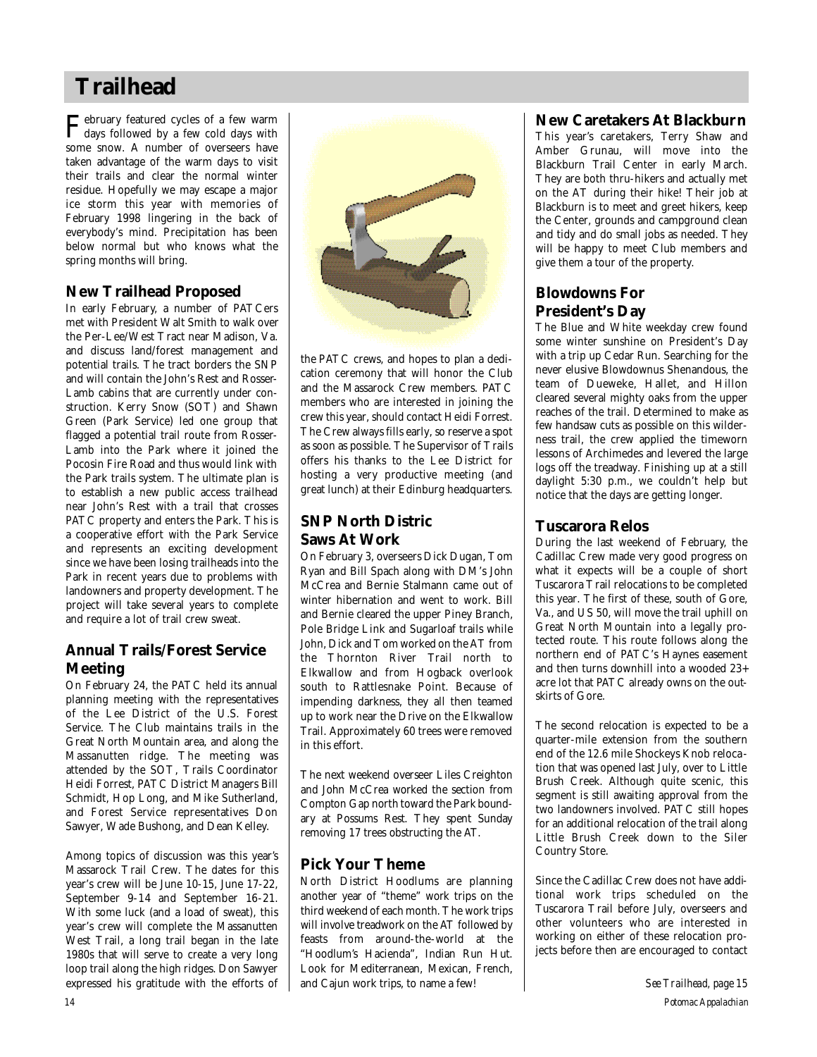# Trailhead

February featured cycles of a few warm days followed by a few cold days with some snow. A number of overseers have taken advantage of the warm days to visit their trails and clear the normal winter residue. Hopefully we may escape a major ice storm this year with memories of February 1998 lingering in the back of everybody's mind. Precipitation has been below normal but who knows what the spring months will bring.

## New Trailhead Proposed

In early February, a number of PATCers met with President Walt Smith to walk over the Per-Lee/West Tract near Madison, Va. and discuss land/forest management and potential trails. The tract borders the SNP and will contain the John's Rest and Rosser-Lamb cabins that are currently under construction. Kerry Snow (SOT) and Shawn Green (Park Service) led one group that flagged a potential trail route from Rosser-Lamb into the Park where it joined the Pocosin Fire Road and thus would link with the Park trails system. The ultimate plan is to establish a new public access trailhead near John's Rest with a trail that crosses PATC property and enters the Park. This is a cooperative effort with the Park Service and represents an exciting development since we have been losing trailheads into the Park in recent years due to problems with landowners and property development. The project will take several years to complete and require a lot of trail crew sweat.

## Annual Trails/Forest Service Meeting

On February 24, the PATC held its annual planning meeting with the representatives of the Lee District of the U.S. Forest Service. The Club maintains trails in the Great North Mountain area, and along the Massanutten ridge. The meeting was attended by the SOT, Trails Coordinator Heidi Forrest, PATC District Managers Bill Schmidt, Hop Long, and Mike Sutherland, and Forest Service representatives Don Sawyer, Wade Bushong, and Dean Kelley.

Among topics of discussion was this year's Massarock Trail Crew. The dates for this year's crew will be June 10-15, June 17-22, September 9-14 and September 16-21. With some luck (and a load of sweat), this year's crew will complete the Massanutten West Trail, a long trail began in the late 1980s that will serve to create a very long loop trail along the high ridges. Don Sawyer expressed his gratitude with the efforts of the PATC crews, and hopes to plan a dedication ceremony that will honor the Club and the Massarock Crew members. PATC members who are interested in joining the crew this year, should contact Heidi Forrest. The Crew always fills early, so reserve a spot as soon as possible. The Supervisor of Trails offers his thanks to the Lee District for hosting a very productive meeting (and great lunch) at their Edinburg headquarters.

## SNP North Distric Saws At Work

On February 3, overseers Dick Dugan, Tom Ryan and Bill Spach along with DM's John McCrea and Bernie Stalmann came out of winter hibernation and went to work. Bill and Bernie cleared the upper Piney Branch, Pole Bridge Link and Sugarloaf trails while John, Dick and Tom worked on the AT from the Thornton River Trail north to Elkwallow and from Hogback overlook south to Rattlesnake Point. Because of impending darkness, they all then teamed up to work near the Drive on the Elkwallow Trail. Approximately 60 trees were removed in this effort.

The next weekend overseer Liles Creighton and John McCrea worked the section from Compton Gap north toward the Park boundary at Possums Rest. They spent Sunday removing 17 trees obstructing the AT.

## Pick Your Theme

North District Hoodlums are planning another year of "theme" work trips on the third weekend of each month. The work trips will involve treadwork on the AT followed by feasts from around-the-world at the "Hoodlum's Hacienda", Indian Run Hut. Look for Mediterranean, Mexican, French, and Cajun work trips, to name a few!

## New Caretakers At Blackburn

This year's caretakers, Terry Shaw and Amber Grunau, will move into the Blackburn Trail Center in early March. They are both thru-hikers and actually met on the AT during their hike! Their job at Blackburn is to meet and greet hikers, keep the Center, grounds and campground clean and tidy and do small jobs as needed. They will be happy to meet Club members and give them a tour of the property.

## Blowdowns For President's Day

The Blue and White weekday crew found some winter sunshine on President's Day with a trip up Cedar Run. Searching for the never elusive Blowdownus Shenandous, the team of Dueweke, Hallet, and Hillon cleared several mighty oaks from the upper reaches of the trail. Determined to make as few handsaw cuts as possible on this wilderness trail, the crew applied the timeworn lessons of Archimedes and levered the large logs off the treadway. Finishing up at a still daylight 5:30 p.m., we couldn't help but notice that the days are getting longer.

## Tuscarora Relos

During the last weekend of February, the Cadillac Crew made very good progress on what it expects will be a couple of short Tuscarora Trail relocations to be completed this year. The first of these, south of Gore, Va., and US 50, will move the trail uphill on Great North Mountain into a legally protected route. This route follows along the northern end of PATC's Haynes easement and then turns downhill into a wooded 23+ acre lot that PATC already owns on the outskirts of Gore.

The second relocation is expected to be a quarter-mile extension from the southern end of the 12.6 mile Shockeys Knob relocation that was opened last July, over to Little Brush Creek. Although quite scenic, this segment is still awaiting approval from the two landowners involved. PATC still hopes for an additional relocation of the trail along Little Brush Creek down to the Siler Country Store.

Since the Cadillac Crew does not have additional work trips scheduled on the Tuscarora Trail before July, overseers and other volunteers who are interested in working on either of these relocation projects before then are encouraged to contact

*See Trailhead, page 15*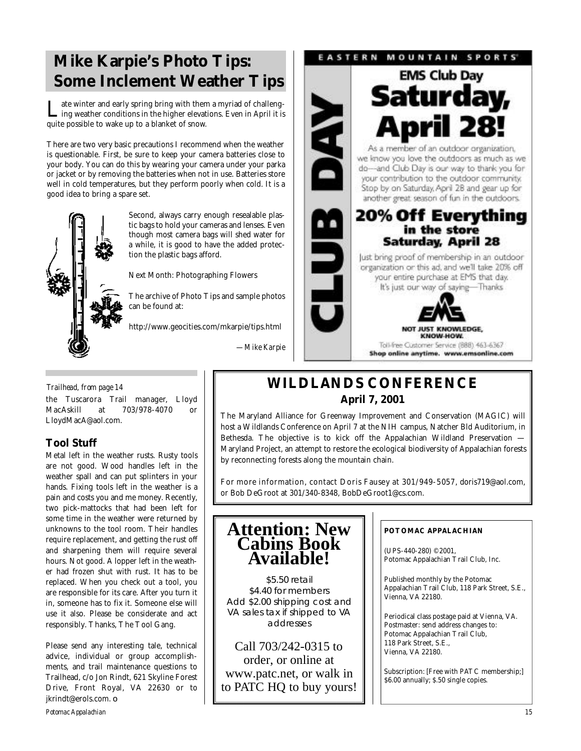## Mike Karpie's Photo Tips: Some Inclement Weather Tips

Late winter and early spring bring with them a myriad of challenging weather conditions in the higher elevations. Even in April it is quite possible to wake up to a blanket of snow.

There are two very basic precautions I recommend when the weather is questionable. First, be sure to keep your camera batteries close to your body. You can do this by wearing your camera under your parka or jacket or by removing the batteries when not in use. Batteries store well in cold temperatures, but they perform poorly when cold. It is a good idea to bring a spare set.

Second, always carry enough resealable plastic bags to hold your cameras and lenses. Even though most camera bags will shed water for a while, it is good to have the added protection the plastic bags afford.

Next Month: Photographing Flowers

The archive of Photo Tips and sample photos can be found at:

http://www.geocities.com/mkarpie/tips.html

*—Mike Karpie*

EASTERN MOUNTAIN SPORTS

CLUB DAY

**EMS Club Day**

**Saturday, April 28!**

As a member of an outdoor organization, we know you love the outdoors as much as we do—and Club Day is our way to thank you for your contribution to the outdoor community. Stop by on Saturday, April 28 and gear up for another great season of fun in the outdoors.

**20% Off Everything in the store Saturday, April 28**

Just bring proof of membership in an outdoor organization or this ad, and we'll take 20% off your entire purchase at EMS that day. It's just our way of saying—Thanks

EMS

**NOT JUST KNOWLEDGE, KNOW-HOW.**

Toll-free Customer Service (888) 463-6367

**Shop online anytime. www.emsonline.com**

*Trailhead, from page 14*

the Tuscarora Trail manager, Lloyd MacAskill at 703/978-4070 or LloydMacA@aol.com.

### Tool Stuff

Metal left in the weather rusts. Rusty tools are not good. Wood handles left in the weather spall and can put splinters in your hands. Fixing tools left in the weather is a pain and costs you and me money. Recently, two pick-mattocks that had been left for some time in the weather were returned by unknowns to the tool room. Their handles require replacement, and getting the rust off and sharpening them will require several hours. Not good. A lopper left in the weather had frozen shut with rust. It has to be replaced. When you check out a tool, you are responsible for its care. After you turn it in, someone has to fix it. Someone else will use it also. Please be considerate and act responsibly. Thanks, The Tool Gang.

Please send any interesting tale, technical advice, individual or group accomplishments, and trail maintenance questions to Trailhead, c/o Jon Rindt, 621 Skyline Forest Drive, Front Royal, VA 22630 or to jkrindt@erols.com. ❍

## WILDLANDS CONFERENCE

**April 7, 2001**

The Maryland Alliance for Greenway Improvement and Conservation (MAGIC) will host a Wildlands Conference on April 7 at the NIH campus, Natcher Bld Auditorium, in Bethesda. The objective is to kick off the Appalachian Wildland Preservation — Maryland Project, an attempt to restore the ecological biodiversity of Appalachian forests by reconnecting forests along the mountain chain.

For more information, contact Doris Fausey at 301/949-5057, doris719@aol.com, or Bob DeGroot at 301/340-8348, BobDeGroot1@cs.com.

## Attention: New Cabins Book Available!

$5.50 retail
$4.40 for members
Add $2.00 shipping cost and VA sales tax if shipped to VA addresses

Call 703/242-0315 to order, or online at www.patc.net, or walk in to PATC HQ to buy yours!

**POTOMAC APPALACHIAN**

(UPS-440-280) ©2001,
Potomac Appalachian Trail Club, Inc.

Published monthly by the Potomac Appalachian Trail Club, 118 Park Street, S.E., Vienna, VA 22180.

Periodical class postage paid at Vienna, VA.
Postmaster: send address changes to:
Potomac Appalachian Trail Club,
118 Park Street, S.E.,
Vienna, VA 22180.

Subscription: [Free with PATC membership;] $6.00 annually; $.50 single copies.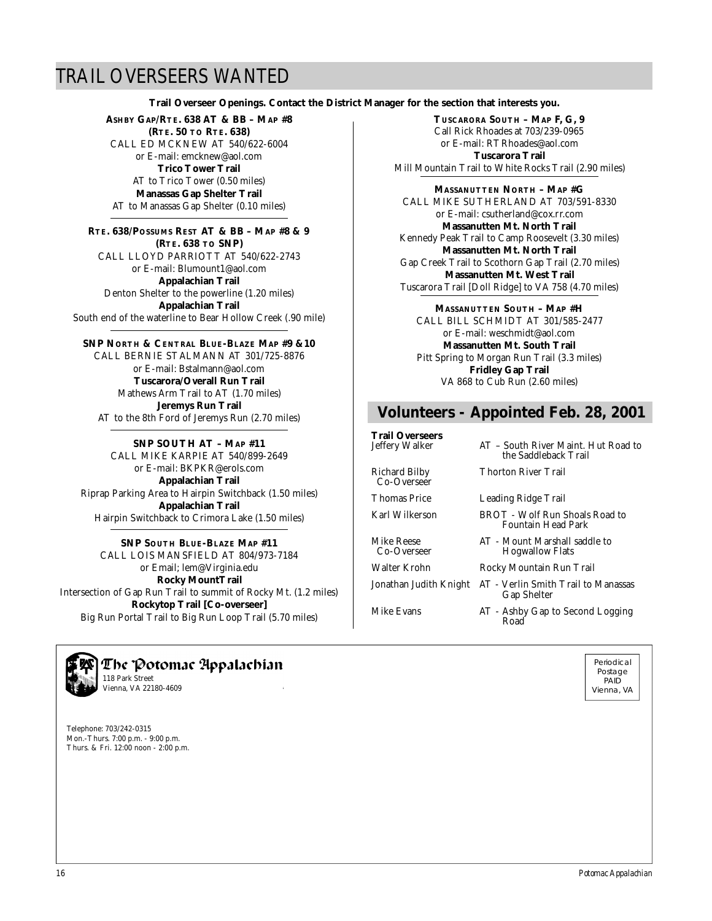# TRAIL OVERSEERS WANTED

**Trail Overseer Openings. Contact the District Manager for the section that interests you.**

**ASHBY GAP/RTE. 638 AT & BB – MAP #8**
**(RTE. 50 TO RTE. 638)**
CALL ED MCKNEW AT 540/622-6004
or E-mail: emcknew@aol.com
**Trico Tower Trail**
AT to Trico Tower (0.50 miles)
**Manassas Gap Shelter Trail**
AT to Manassas Gap Shelter (0.10 miles)

**RTE. 638/POSSUMS REST AT & BB – MAP #8 & 9**
**(RTE. 638 TO SNP)**
CALL LLOYD PARRIOTT AT 540/622-2743
or E-mail: Blumount1@aol.com
**Appalachian Trail**
Denton Shelter to the powerline (1.20 miles)
**Appalachian Trail**
South end of the waterline to Bear Hollow Creek (.90 mile)

**SNP NORTH & CENTRAL BLUE-BLAZE MAP #9 &10**
CALL BERNIE STALMANN AT 301/725-8876
or E-mail: Bstalmann@aol.com
**Tuscarora/Overall Run Trail**
Mathews Arm Trail to AT (1.70 miles)
**Jeremys Run Trail**
AT to the 8th Ford of Jeremys Run (2.70 miles)

**SNP SOUTH AT – MAP #11**
CALL MIKE KARPIE AT 540/899-2649
or E-mail: BKPKR@erols.com
**Appalachian Trail**
Riprap Parking Area to Hairpin Switchback (1.50 miles)
**Appalachian Trail**
Hairpin Switchback to Crimora Lake (1.50 miles)

**SNP SOUTH BLUE-BLAZE MAP #11**
CALL LOIS MANSFIELD AT 804/973-7184
or Email; lem@Virginia.edu
**Rocky MountTrail**
Intersection of Gap Run Trail to summit of Rocky Mt. (1.2 miles)
**Rockytop Trail [Co-overseer]**
Big Run Portal Trail to Big Run Loop Trail (5.70 miles)

**TUSCARORA SOUTH – MAP F, G, 9**
Call Rick Rhoades at 703/239-0965
or E-mail: RTRhoades@aol.com
**Tuscarora Trail**
Mill Mountain Trail to White Rocks Trail (2.90 miles)

**MASSANUTTEN NORTH – MAP #G**
CALL MIKE SUTHERLAND AT 703/591-8330
or E-mail: csutherland@cox.rr.com
**Massanutten Mt. North Trail**
Kennedy Peak Trail to Camp Roosevelt (3.30 miles)
**Massanutten Mt. North Trail**
Gap Creek Trail to Scothorn Gap Trail (2.70 miles)
**Massanutten Mt. West Trail**
Tuscarora Trail [Doll Ridge] to VA 758 (4.70 miles)

**MASSANUTTEN SOUTH – MAP #H**
CALL BILL SCHMIDT AT 301/585-2477
or E-mail: weschmidt@aol.com
**Massanutten Mt. South Trail**
Pitt Spring to Morgan Run Trail (3.3 miles)
**Fridley Gap Trail**
VA 868 to Cub Run (2.60 miles)

## Volunteers - Appointed Feb. 28, 2001

**Trail Overseers**

| | |
|---|---|
| Jeffery Walker | AT – South River Maint. Hut Road to the Saddleback Trail |
| Richard Bilby Co-Overseer | Thorton River Trail |
| Thomas Price | Leading Ridge Trail |
| Karl Wilkerson | BROT - Wolf Run Shoals Road to Fountain Head Park |
| Mike Reese Co-Overseer | AT - Mount Marshall saddle to Hogwallow Flats |
| Walter Krohn | Rocky Mountain Run Trail |
| Jonathan Judith Knight | AT - Verlin Smith Trail to Manassas Gap Shelter |
| Mike Evans | AT - Ashby Gap to Second Logging Road |

The Potomac Appalachian
118 Park Street
Vienna, VA 22180-4609

Periodical Postage PAID Vienna, VA

Telephone: 703/242-0315
Mon.-Thurs. 7:00 p.m. - 9:00 p.m.
Thurs. & Fri. 12:00 noon - 2:00 p.m.